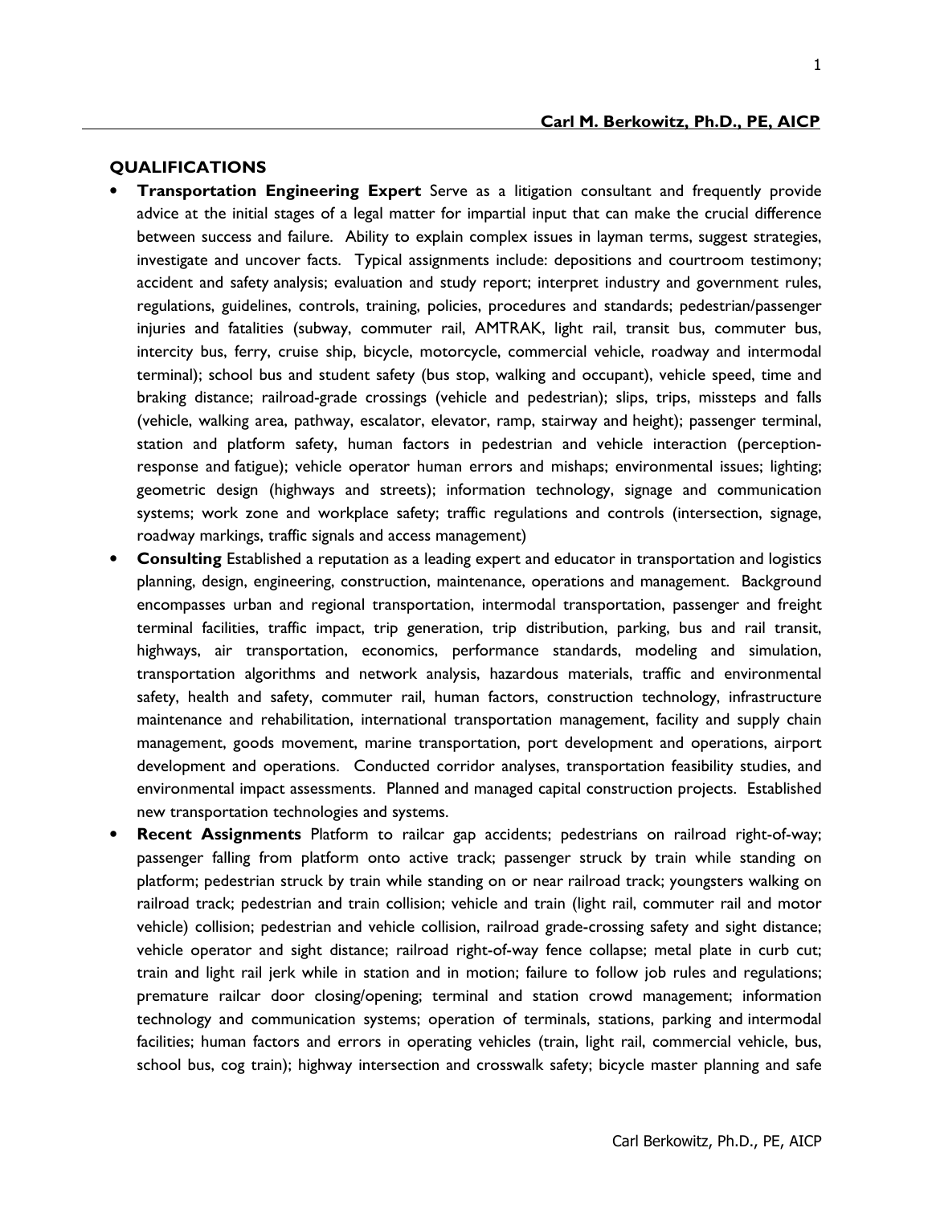**Carl M. Berkowitz, Ph.D., PE, AICP**

## QUALIFICATIONS

- **Transportation Engineering Expert** Serve as a litigation consultant and frequently provide advice at the initial stages of a legal matter for impartial input that can make the crucial difference between success and failure. Ability to explain complex issues in layman terms, suggest strategies, investigate and uncover facts. Typical assignments include: depositions and courtroom testimony; accident and safety analysis; evaluation and study report; interpret industry and government rules, regulations, guidelines, controls, training, policies, procedures and standards; pedestrian/passenger injuries and fatalities (subway, commuter rail, AMTRAK, light rail, transit bus, commuter bus, intercity bus, ferry, cruise ship, bicycle, motorcycle, commercial vehicle, roadway and intermodal terminal); school bus and student safety (bus stop, walking and occupant), vehicle speed, time and braking distance; railroad-grade crossings (vehicle and pedestrian); slips, trips, missteps and falls (vehicle, walking area, pathway, escalator, elevator, ramp, stairway and height); passenger terminal, station and platform safety, human factors in pedestrian and vehicle interaction (perception-response and fatigue); vehicle operator human errors and mishaps; environmental issues; lighting; geometric design (highways and streets); information technology, signage and communication systems; work zone and workplace safety; traffic regulations and controls (intersection, signage, roadway markings, traffic signals and access management)
- **Consulting** Established a reputation as a leading expert and educator in transportation and logistics planning, design, engineering, construction, maintenance, operations and management. Background encompasses urban and regional transportation, intermodal transportation, passenger and freight terminal facilities, traffic impact, trip generation, trip distribution, parking, bus and rail transit, highways, air transportation, economics, performance standards, modeling and simulation, transportation algorithms and network analysis, hazardous materials, traffic and environmental safety, health and safety, commuter rail, human factors, construction technology, infrastructure maintenance and rehabilitation, international transportation management, facility and supply chain management, goods movement, marine transportation, port development and operations, airport development and operations. Conducted corridor analyses, transportation feasibility studies, and environmental impact assessments. Planned and managed capital construction projects. Established new transportation technologies and systems.
- **Recent Assignments** Platform to railcar gap accidents; pedestrians on railroad right-of-way; passenger falling from platform onto active track; passenger struck by train while standing on platform; pedestrian struck by train while standing on or near railroad track; youngsters walking on railroad track; pedestrian and train collision; vehicle and train (light rail, commuter rail and motor vehicle) collision; pedestrian and vehicle collision, railroad grade-crossing safety and sight distance; vehicle operator and sight distance; railroad right-of-way fence collapse; metal plate in curb cut; train and light rail jerk while in station and in motion; failure to follow job rules and regulations; premature railcar door closing/opening; terminal and station crowd management; information technology and communication systems; operation of terminals, stations, parking and intermodal facilities; human factors and errors in operating vehicles (train, light rail, commercial vehicle, bus, school bus, cog train); highway intersection and crosswalk safety; bicycle master planning and safe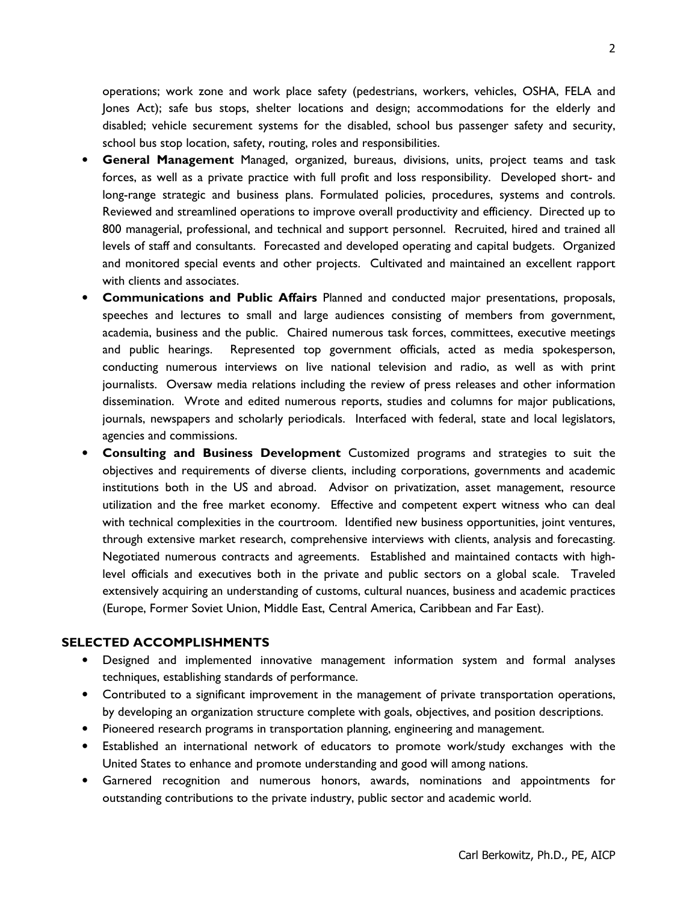operations; work zone and work place safety (pedestrians, workers, vehicles, OSHA, FELA and Jones Act); safe bus stops, shelter locations and design; accommodations for the elderly and disabled; vehicle securement systems for the disabled, school bus passenger safety and security, school bus stop location, safety, routing, roles and responsibilities.

- **General Management** Managed, organized, bureaus, divisions, units, project teams and task forces, as well as a private practice with full profit and loss responsibility. Developed short- and long-range strategic and business plans. Formulated policies, procedures, systems and controls. Reviewed and streamlined operations to improve overall productivity and efficiency. Directed up to 800 managerial, professional, and technical and support personnel. Recruited, hired and trained all levels of staff and consultants. Forecasted and developed operating and capital budgets. Organized and monitored special events and other projects. Cultivated and maintained an excellent rapport with clients and associates.
- **Communications and Public Affairs** Planned and conducted major presentations, proposals, speeches and lectures to small and large audiences consisting of members from government, academia, business and the public. Chaired numerous task forces, committees, executive meetings and public hearings. Represented top government officials, acted as media spokesperson, conducting numerous interviews on live national television and radio, as well as with print journalists. Oversaw media relations including the review of press releases and other information dissemination. Wrote and edited numerous reports, studies and columns for major publications, journals, newspapers and scholarly periodicals. Interfaced with federal, state and local legislators, agencies and commissions.
- **Consulting and Business Development** Customized programs and strategies to suit the objectives and requirements of diverse clients, including corporations, governments and academic institutions both in the US and abroad. Advisor on privatization, asset management, resource utilization and the free market economy. Effective and competent expert witness who can deal with technical complexities in the courtroom. Identified new business opportunities, joint ventures, through extensive market research, comprehensive interviews with clients, analysis and forecasting. Negotiated numerous contracts and agreements. Established and maintained contacts with high-level officials and executives both in the private and public sectors on a global scale. Traveled extensively acquiring an understanding of customs, cultural nuances, business and academic practices (Europe, Former Soviet Union, Middle East, Central America, Caribbean and Far East).

## SELECTED ACCOMPLISHMENTS

- Designed and implemented innovative management information system and formal analyses techniques, establishing standards of performance.
- Contributed to a significant improvement in the management of private transportation operations, by developing an organization structure complete with goals, objectives, and position descriptions.
- Pioneered research programs in transportation planning, engineering and management.
- Established an international network of educators to promote work/study exchanges with the United States to enhance and promote understanding and good will among nations.
- Garnered recognition and numerous honors, awards, nominations and appointments for outstanding contributions to the private industry, public sector and academic world.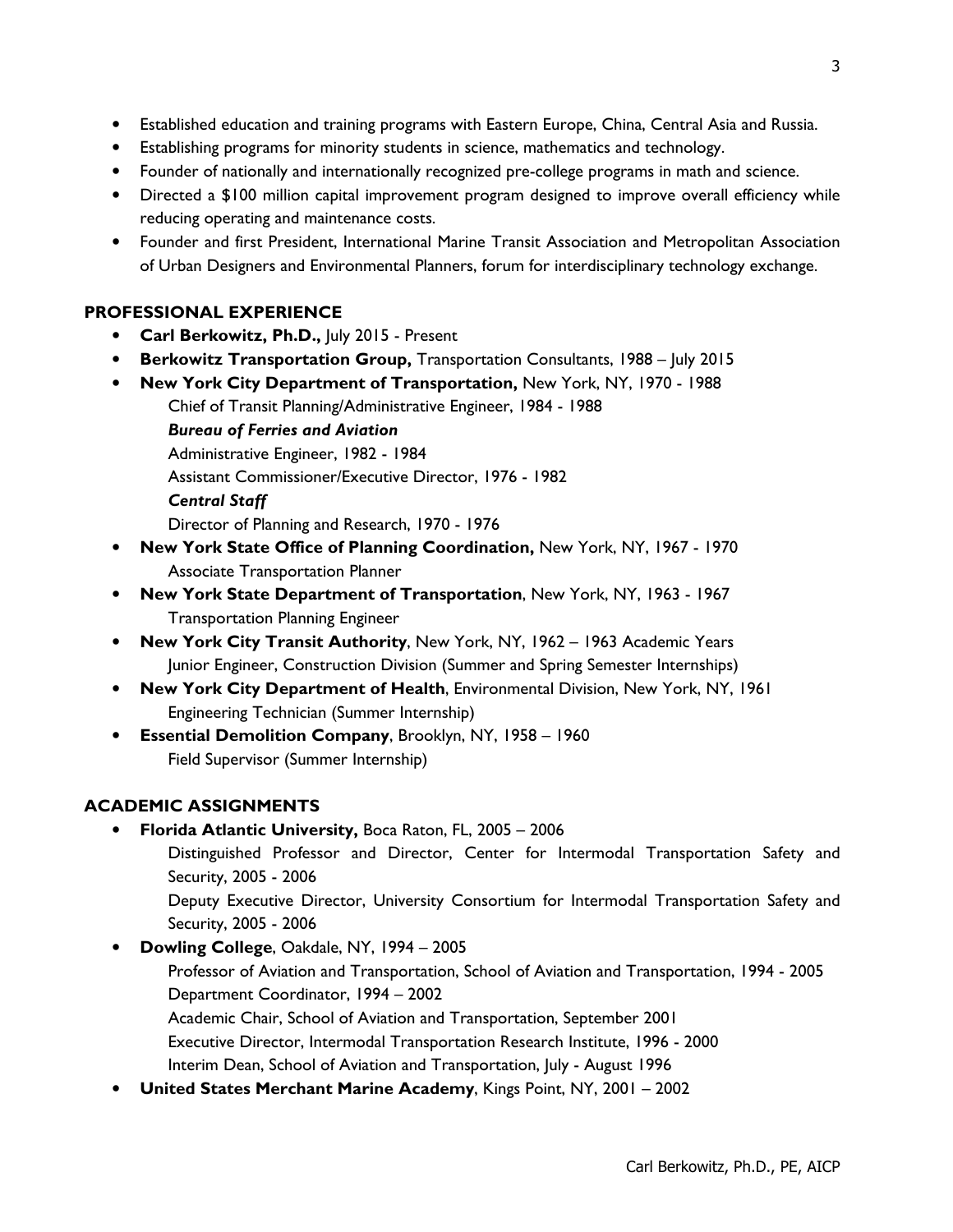- Established education and training programs with Eastern Europe, China, Central Asia and Russia.
- Establishing programs for minority students in science, mathematics and technology.
- Founder of nationally and internationally recognized pre-college programs in math and science.
- Directed a $100 million capital improvement program designed to improve overall efficiency while reducing operating and maintenance costs.
- Founder and first President, International Marine Transit Association and Metropolitan Association of Urban Designers and Environmental Planners, forum for interdisciplinary technology exchange.

## PROFESSIONAL EXPERIENCE

- **Carl Berkowitz, Ph.D.,** July 2015 - Present
- **Berkowitz Transportation Group,** Transportation Consultants, 1988 – July 2015
- **New York City Department of Transportation,** New York, NY, 1970 - 1988
  - Chief of Transit Planning/Administrative Engineer, 1984 - 1988
  - ***Bureau of Ferries and Aviation***
  - Administrative Engineer, 1982 - 1984
  - Assistant Commissioner/Executive Director, 1976 - 1982
  - ***Central Staff***
  - Director of Planning and Research, 1970 - 1976
- **New York State Office of Planning Coordination,** New York, NY, 1967 - 1970
  - Associate Transportation Planner
- **New York State Department of Transportation**, New York, NY, 1963 - 1967
  - Transportation Planning Engineer
- **New York City Transit Authority**, New York, NY, 1962 – 1963 Academic Years
  - Junior Engineer, Construction Division (Summer and Spring Semester Internships)
- **New York City Department of Health**, Environmental Division, New York, NY, 1961
  - Engineering Technician (Summer Internship)
- **Essential Demolition Company**, Brooklyn, NY, 1958 – 1960
  - Field Supervisor (Summer Internship)

## ACADEMIC ASSIGNMENTS

- **Florida Atlantic University,** Boca Raton, FL, 2005 – 2006
  - Distinguished Professor and Director, Center for Intermodal Transportation Safety and Security, 2005 - 2006
  - Deputy Executive Director, University Consortium for Intermodal Transportation Safety and Security, 2005 - 2006
- **Dowling College**, Oakdale, NY, 1994 – 2005
  - Professor of Aviation and Transportation, School of Aviation and Transportation, 1994 - 2005
  - Department Coordinator, 1994 – 2002
  - Academic Chair, School of Aviation and Transportation, September 2001
  - Executive Director, Intermodal Transportation Research Institute, 1996 - 2000
  - Interim Dean, School of Aviation and Transportation, July - August 1996
- **United States Merchant Marine Academy**, Kings Point, NY, 2001 – 2002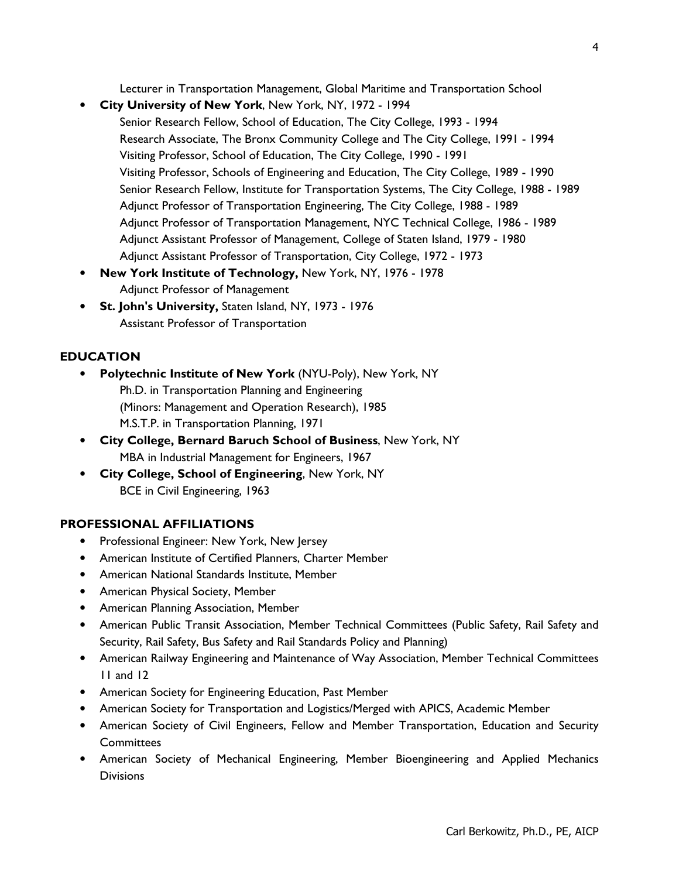Lecturer in Transportation Management, Global Maritime and Transportation School

- **City University of New York**, New York, NY, 1972 - 1994
  - Senior Research Fellow, School of Education, The City College, 1993 - 1994
  - Research Associate, The Bronx Community College and The City College, 1991 - 1994
  - Visiting Professor, School of Education, The City College, 1990 - 1991
  - Visiting Professor, Schools of Engineering and Education, The City College, 1989 - 1990
  - Senior Research Fellow, Institute for Transportation Systems, The City College, 1988 - 1989
  - Adjunct Professor of Transportation Engineering, The City College, 1988 - 1989
  - Adjunct Professor of Transportation Management, NYC Technical College, 1986 - 1989
  - Adjunct Assistant Professor of Management, College of Staten Island, 1979 - 1980
  - Adjunct Assistant Professor of Transportation, City College, 1972 - 1973
- **New York Institute of Technology,** New York, NY, 1976 - 1978
  - Adjunct Professor of Management
- **St. John's University,** Staten Island, NY, 1973 - 1976
  - Assistant Professor of Transportation

## EDUCATION

- **Polytechnic Institute of New York** (NYU-Poly), New York, NY
  - Ph.D. in Transportation Planning and Engineering (Minors: Management and Operation Research), 1985
  - M.S.T.P. in Transportation Planning, 1971
- **City College, Bernard Baruch School of Business**, New York, NY
  - MBA in Industrial Management for Engineers, 1967
- **City College, School of Engineering**, New York, NY
  - BCE in Civil Engineering, 1963

## PROFESSIONAL AFFILIATIONS

- Professional Engineer: New York, New Jersey
- American Institute of Certified Planners, Charter Member
- American National Standards Institute, Member
- American Physical Society, Member
- American Planning Association, Member
- American Public Transit Association, Member Technical Committees (Public Safety, Rail Safety and Security, Rail Safety, Bus Safety and Rail Standards Policy and Planning)
- American Railway Engineering and Maintenance of Way Association, Member Technical Committees 11 and 12
- American Society for Engineering Education, Past Member
- American Society for Transportation and Logistics/Merged with APICS, Academic Member
- American Society of Civil Engineers, Fellow and Member Transportation, Education and Security Committees
- American Society of Mechanical Engineering, Member Bioengineering and Applied Mechanics Divisions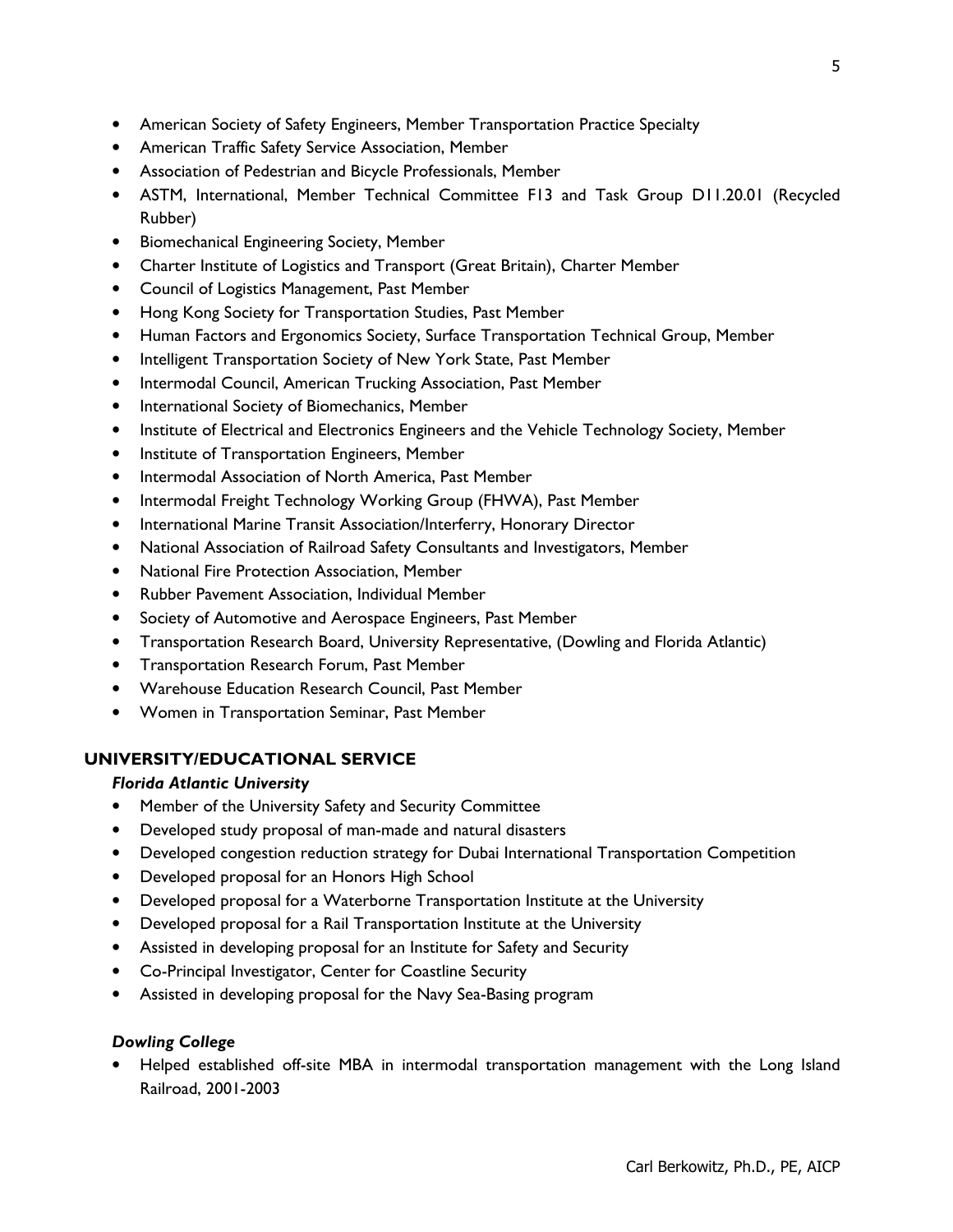- American Society of Safety Engineers, Member Transportation Practice Specialty
- American Traffic Safety Service Association, Member
- Association of Pedestrian and Bicycle Professionals, Member
- ASTM, International, Member Technical Committee F13 and Task Group D11.20.01 (Recycled Rubber)
- Biomechanical Engineering Society, Member
- Charter Institute of Logistics and Transport (Great Britain), Charter Member
- Council of Logistics Management, Past Member
- Hong Kong Society for Transportation Studies, Past Member
- Human Factors and Ergonomics Society, Surface Transportation Technical Group, Member
- Intelligent Transportation Society of New York State, Past Member
- Intermodal Council, American Trucking Association, Past Member
- International Society of Biomechanics, Member
- Institute of Electrical and Electronics Engineers and the Vehicle Technology Society, Member
- Institute of Transportation Engineers, Member
- Intermodal Association of North America, Past Member
- Intermodal Freight Technology Working Group (FHWA), Past Member
- International Marine Transit Association/Interferry, Honorary Director
- National Association of Railroad Safety Consultants and Investigators, Member
- National Fire Protection Association, Member
- Rubber Pavement Association, Individual Member
- Society of Automotive and Aerospace Engineers, Past Member
- Transportation Research Board, University Representative, (Dowling and Florida Atlantic)
- Transportation Research Forum, Past Member
- Warehouse Education Research Council, Past Member
- Women in Transportation Seminar, Past Member

## UNIVERSITY/EDUCATIONAL SERVICE

***Florida Atlantic University***

- Member of the University Safety and Security Committee
- Developed study proposal of man-made and natural disasters
- Developed congestion reduction strategy for Dubai International Transportation Competition
- Developed proposal for an Honors High School
- Developed proposal for a Waterborne Transportation Institute at the University
- Developed proposal for a Rail Transportation Institute at the University
- Assisted in developing proposal for an Institute for Safety and Security
- Co-Principal Investigator, Center for Coastline Security
- Assisted in developing proposal for the Navy Sea-Basing program

***Dowling College***

- Helped established off-site MBA in intermodal transportation management with the Long Island Railroad, 2001-2003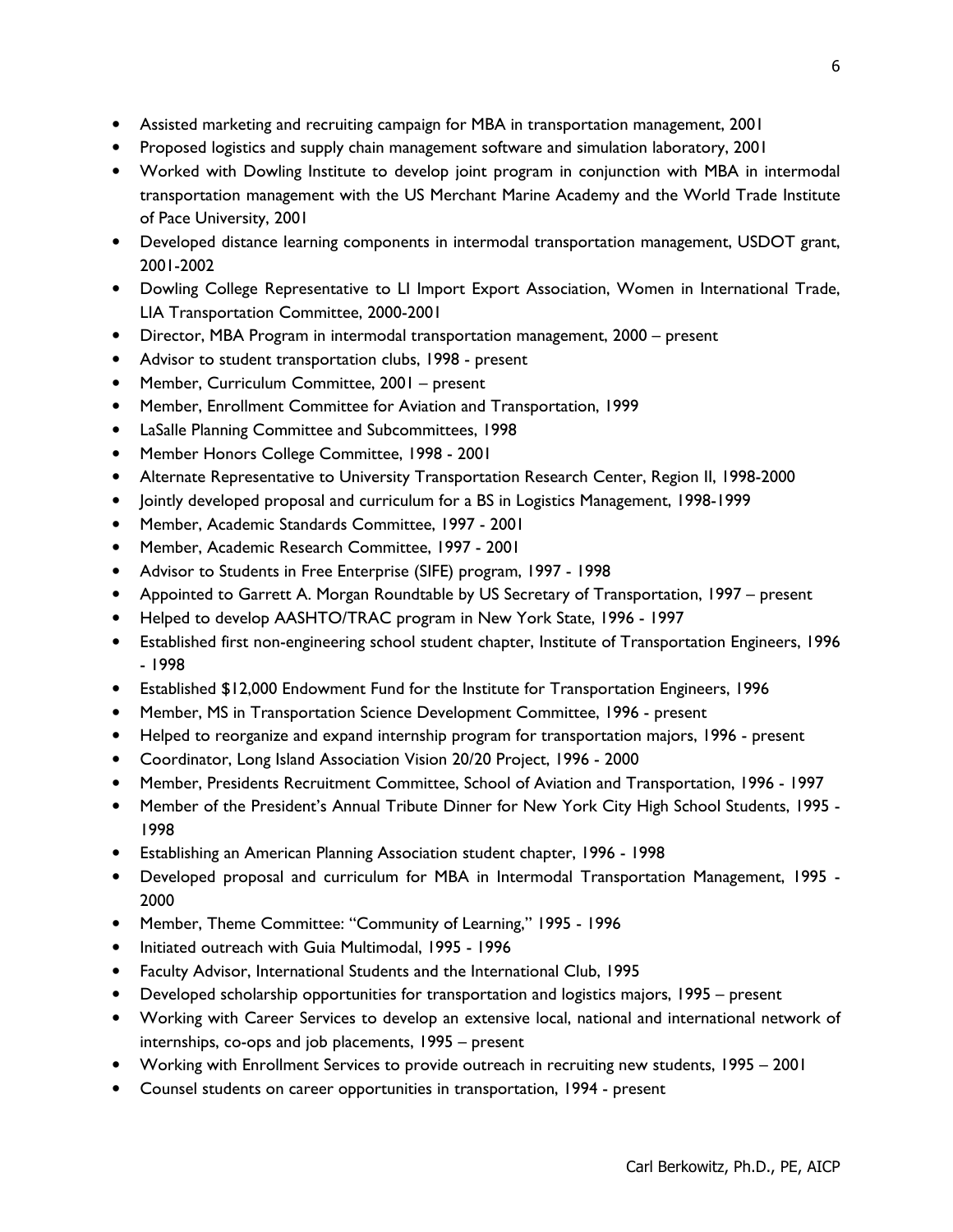- Assisted marketing and recruiting campaign for MBA in transportation management, 2001
- Proposed logistics and supply chain management software and simulation laboratory, 2001
- Worked with Dowling Institute to develop joint program in conjunction with MBA in intermodal transportation management with the US Merchant Marine Academy and the World Trade Institute of Pace University, 2001
- Developed distance learning components in intermodal transportation management, USDOT grant, 2001-2002
- Dowling College Representative to LI Import Export Association, Women in International Trade, LIA Transportation Committee, 2000-2001
- Director, MBA Program in intermodal transportation management, 2000 – present
- Advisor to student transportation clubs, 1998 - present
- Member, Curriculum Committee, 2001 – present
- Member, Enrollment Committee for Aviation and Transportation, 1999
- LaSalle Planning Committee and Subcommittees, 1998
- Member Honors College Committee, 1998 - 2001
- Alternate Representative to University Transportation Research Center, Region II, 1998-2000
- Jointly developed proposal and curriculum for a BS in Logistics Management, 1998-1999
- Member, Academic Standards Committee, 1997 - 2001
- Member, Academic Research Committee, 1997 - 2001
- Advisor to Students in Free Enterprise (SIFE) program, 1997 - 1998
- Appointed to Garrett A. Morgan Roundtable by US Secretary of Transportation, 1997 – present
- Helped to develop AASHTO/TRAC program in New York State, 1996 - 1997
- Established first non-engineering school student chapter, Institute of Transportation Engineers, 1996 - 1998
- Established $12,000 Endowment Fund for the Institute for Transportation Engineers, 1996
- Member, MS in Transportation Science Development Committee, 1996 - present
- Helped to reorganize and expand internship program for transportation majors, 1996 - present
- Coordinator, Long Island Association Vision 20/20 Project, 1996 - 2000
- Member, Presidents Recruitment Committee, School of Aviation and Transportation, 1996 - 1997
- Member of the President's Annual Tribute Dinner for New York City High School Students, 1995 - 1998
- Establishing an American Planning Association student chapter, 1996 - 1998
- Developed proposal and curriculum for MBA in Intermodal Transportation Management, 1995 - 2000
- Member, Theme Committee: "Community of Learning," 1995 - 1996
- Initiated outreach with Guia Multimodal, 1995 - 1996
- Faculty Advisor, International Students and the International Club, 1995
- Developed scholarship opportunities for transportation and logistics majors, 1995 – present
- Working with Career Services to develop an extensive local, national and international network of internships, co-ops and job placements, 1995 – present
- Working with Enrollment Services to provide outreach in recruiting new students, 1995 – 2001
- Counsel students on career opportunities in transportation, 1994 - present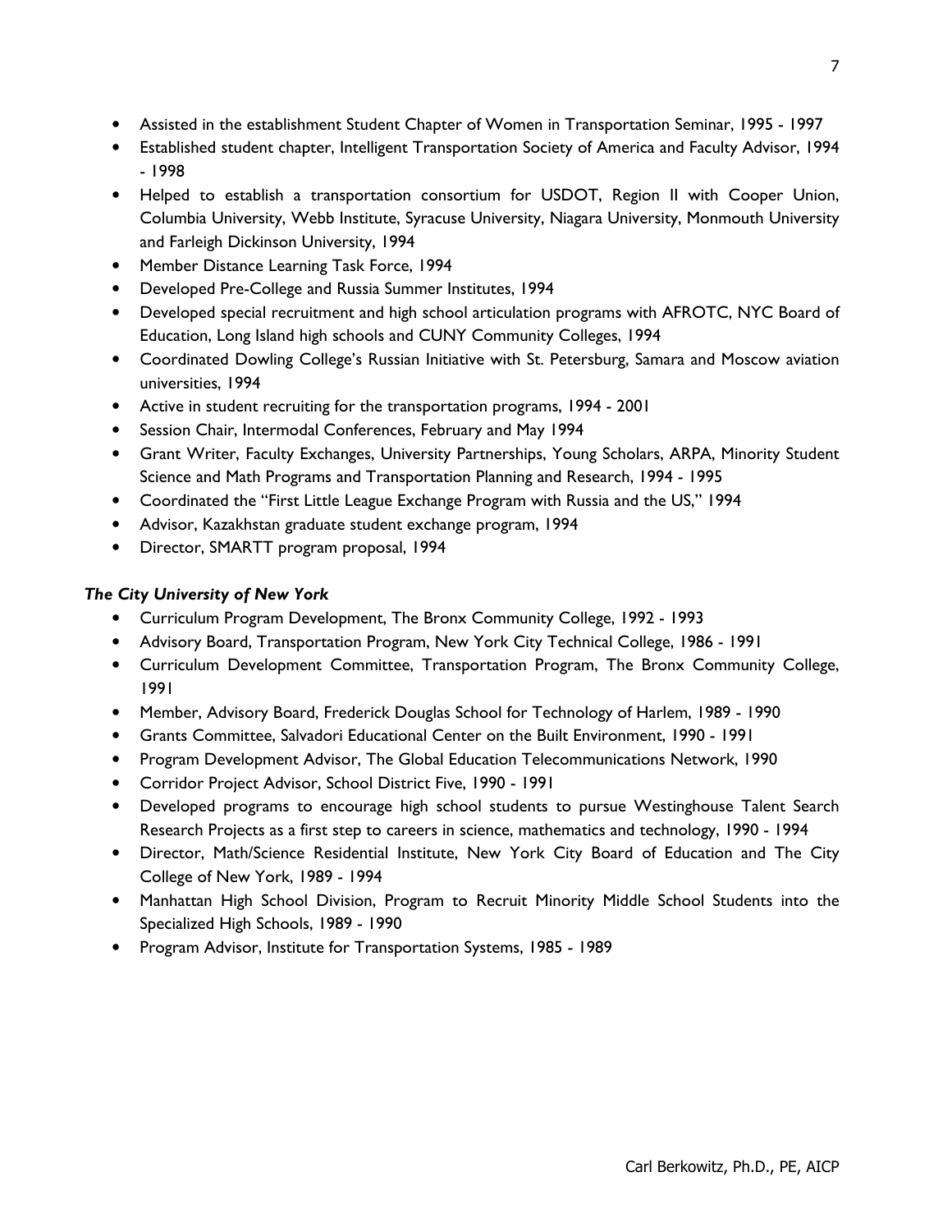- Assisted in the establishment Student Chapter of Women in Transportation Seminar, 1995 - 1997
- Established student chapter, Intelligent Transportation Society of America and Faculty Advisor, 1994 - 1998
- Helped to establish a transportation consortium for USDOT, Region II with Cooper Union, Columbia University, Webb Institute, Syracuse University, Niagara University, Monmouth University and Farleigh Dickinson University, 1994
- Member Distance Learning Task Force, 1994
- Developed Pre-College and Russia Summer Institutes, 1994
- Developed special recruitment and high school articulation programs with AFROTC, NYC Board of Education, Long Island high schools and CUNY Community Colleges, 1994
- Coordinated Dowling College's Russian Initiative with St. Petersburg, Samara and Moscow aviation universities, 1994
- Active in student recruiting for the transportation programs, 1994 - 2001
- Session Chair, Intermodal Conferences, February and May 1994
- Grant Writer, Faculty Exchanges, University Partnerships, Young Scholars, ARPA, Minority Student Science and Math Programs and Transportation Planning and Research, 1994 - 1995
- Coordinated the "First Little League Exchange Program with Russia and the US," 1994
- Advisor, Kazakhstan graduate student exchange program, 1994
- Director, SMARTT program proposal, 1994

***The City University of New York***

- Curriculum Program Development, The Bronx Community College, 1992 - 1993
- Advisory Board, Transportation Program, New York City Technical College, 1986 - 1991
- Curriculum Development Committee, Transportation Program, The Bronx Community College, 1991
- Member, Advisory Board, Frederick Douglas School for Technology of Harlem, 1989 - 1990
- Grants Committee, Salvadori Educational Center on the Built Environment, 1990 - 1991
- Program Development Advisor, The Global Education Telecommunications Network, 1990
- Corridor Project Advisor, School District Five, 1990 - 1991
- Developed programs to encourage high school students to pursue Westinghouse Talent Search Research Projects as a first step to careers in science, mathematics and technology, 1990 - 1994
- Director, Math/Science Residential Institute, New York City Board of Education and The City College of New York, 1989 - 1994
- Manhattan High School Division, Program to Recruit Minority Middle School Students into the Specialized High Schools, 1989 - 1990
- Program Advisor, Institute for Transportation Systems, 1985 - 1989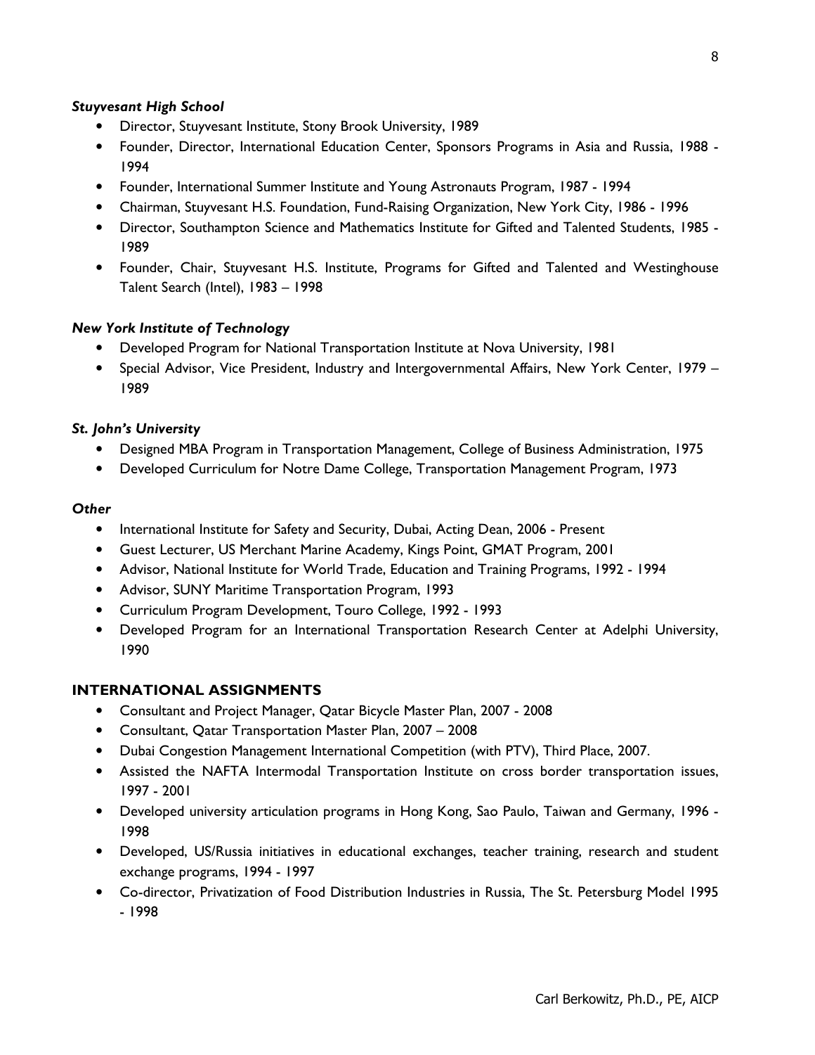***Stuyvesant High School***

- Director, Stuyvesant Institute, Stony Brook University, 1989
- Founder, Director, International Education Center, Sponsors Programs in Asia and Russia, 1988 - 1994
- Founder, International Summer Institute and Young Astronauts Program, 1987 - 1994
- Chairman, Stuyvesant H.S. Foundation, Fund-Raising Organization, New York City, 1986 - 1996
- Director, Southampton Science and Mathematics Institute for Gifted and Talented Students, 1985 - 1989
- Founder, Chair, Stuyvesant H.S. Institute, Programs for Gifted and Talented and Westinghouse Talent Search (Intel), 1983 – 1998

***New York Institute of Technology***

- Developed Program for National Transportation Institute at Nova University, 1981
- Special Advisor, Vice President, Industry and Intergovernmental Affairs, New York Center, 1979 – 1989

***St. John's University***

- Designed MBA Program in Transportation Management, College of Business Administration, 1975
- Developed Curriculum for Notre Dame College, Transportation Management Program, 1973

***Other***

- International Institute for Safety and Security, Dubai, Acting Dean, 2006 - Present
- Guest Lecturer, US Merchant Marine Academy, Kings Point, GMAT Program, 2001
- Advisor, National Institute for World Trade, Education and Training Programs, 1992 - 1994
- Advisor, SUNY Maritime Transportation Program, 1993
- Curriculum Program Development, Touro College, 1992 - 1993
- Developed Program for an International Transportation Research Center at Adelphi University, 1990

## INTERNATIONAL ASSIGNMENTS

- Consultant and Project Manager, Qatar Bicycle Master Plan, 2007 - 2008
- Consultant, Qatar Transportation Master Plan, 2007 – 2008
- Dubai Congestion Management International Competition (with PTV), Third Place, 2007.
- Assisted the NAFTA Intermodal Transportation Institute on cross border transportation issues, 1997 - 2001
- Developed university articulation programs in Hong Kong, Sao Paulo, Taiwan and Germany, 1996 - 1998
- Developed, US/Russia initiatives in educational exchanges, teacher training, research and student exchange programs, 1994 - 1997
- Co-director, Privatization of Food Distribution Industries in Russia, The St. Petersburg Model 1995 - 1998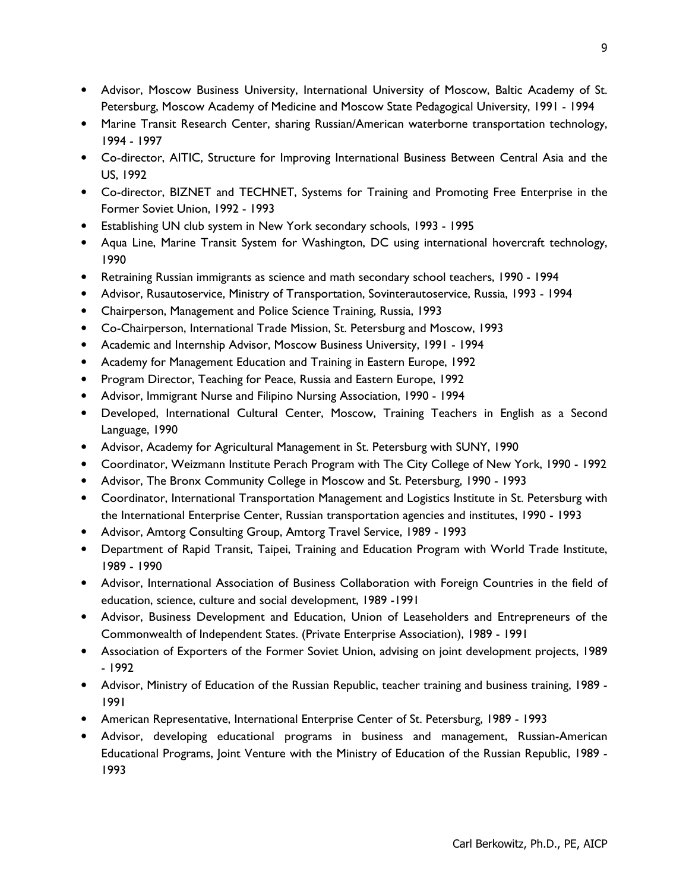- Advisor, Moscow Business University, International University of Moscow, Baltic Academy of St. Petersburg, Moscow Academy of Medicine and Moscow State Pedagogical University, 1991 - 1994
- Marine Transit Research Center, sharing Russian/American waterborne transportation technology, 1994 - 1997
- Co-director, AITIC, Structure for Improving International Business Between Central Asia and the US, 1992
- Co-director, BIZNET and TECHNET, Systems for Training and Promoting Free Enterprise in the Former Soviet Union, 1992 - 1993
- Establishing UN club system in New York secondary schools, 1993 - 1995
- Aqua Line, Marine Transit System for Washington, DC using international hovercraft technology, 1990
- Retraining Russian immigrants as science and math secondary school teachers, 1990 - 1994
- Advisor, Rusautoservice, Ministry of Transportation, Sovinterautoservice, Russia, 1993 - 1994
- Chairperson, Management and Police Science Training, Russia, 1993
- Co-Chairperson, International Trade Mission, St. Petersburg and Moscow, 1993
- Academic and Internship Advisor, Moscow Business University, 1991 - 1994
- Academy for Management Education and Training in Eastern Europe, 1992
- Program Director, Teaching for Peace, Russia and Eastern Europe, 1992
- Advisor, Immigrant Nurse and Filipino Nursing Association, 1990 - 1994
- Developed, International Cultural Center, Moscow, Training Teachers in English as a Second Language, 1990
- Advisor, Academy for Agricultural Management in St. Petersburg with SUNY, 1990
- Coordinator, Weizmann Institute Perach Program with The City College of New York, 1990 - 1992
- Advisor, The Bronx Community College in Moscow and St. Petersburg, 1990 - 1993
- Coordinator, International Transportation Management and Logistics Institute in St. Petersburg with the International Enterprise Center, Russian transportation agencies and institutes, 1990 - 1993
- Advisor, Amtorg Consulting Group, Amtorg Travel Service, 1989 - 1993
- Department of Rapid Transit, Taipei, Training and Education Program with World Trade Institute, 1989 - 1990
- Advisor, International Association of Business Collaboration with Foreign Countries in the field of education, science, culture and social development, 1989 -1991
- Advisor, Business Development and Education, Union of Leaseholders and Entrepreneurs of the Commonwealth of Independent States. (Private Enterprise Association), 1989 - 1991
- Association of Exporters of the Former Soviet Union, advising on joint development projects, 1989 - 1992
- Advisor, Ministry of Education of the Russian Republic, teacher training and business training, 1989 - 1991
- American Representative, International Enterprise Center of St. Petersburg, 1989 - 1993
- Advisor, developing educational programs in business and management, Russian-American Educational Programs, Joint Venture with the Ministry of Education of the Russian Republic, 1989 - 1993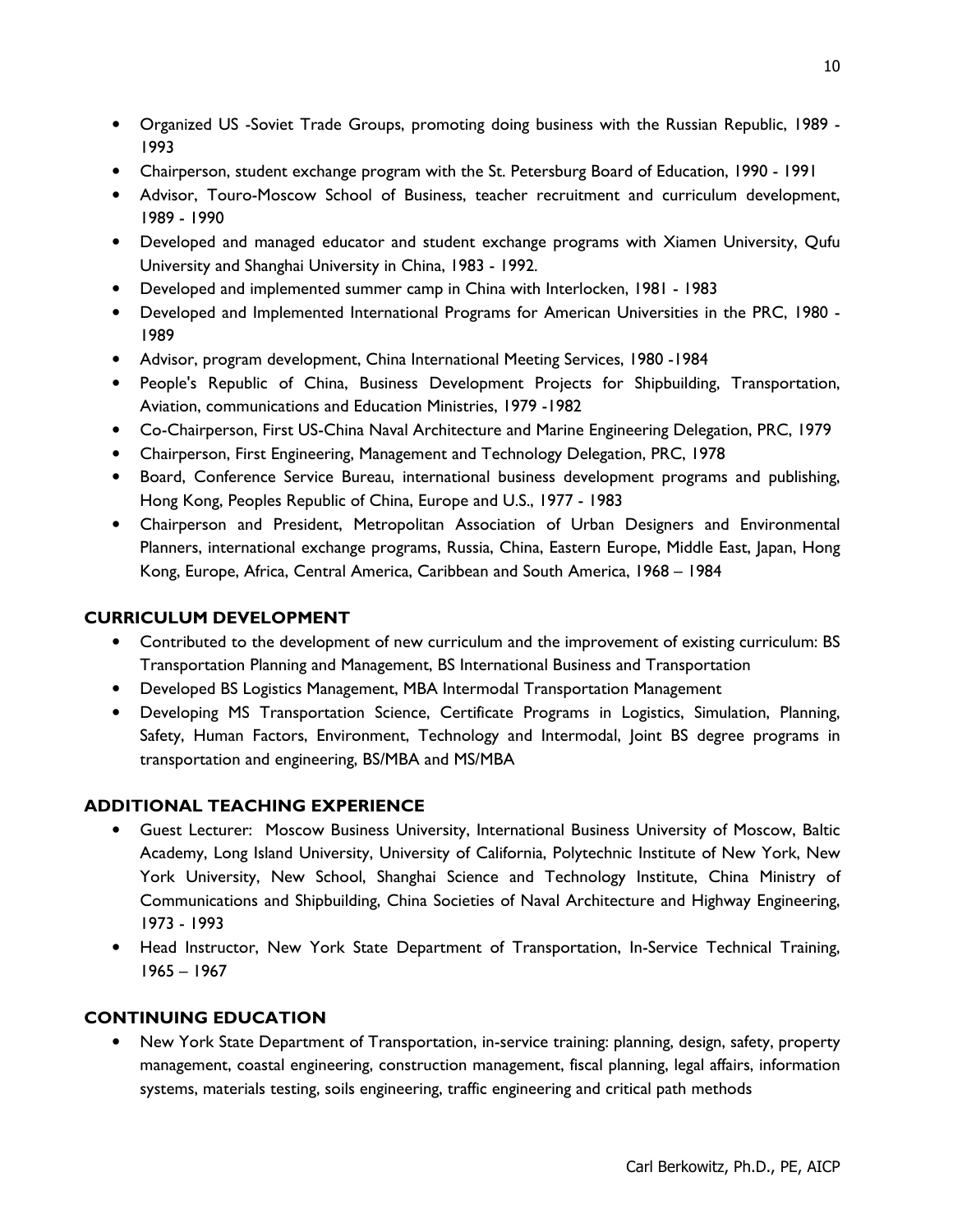- Organized US -Soviet Trade Groups, promoting doing business with the Russian Republic, 1989 - 1993
- Chairperson, student exchange program with the St. Petersburg Board of Education, 1990 - 1991
- Advisor, Touro-Moscow School of Business, teacher recruitment and curriculum development, 1989 - 1990
- Developed and managed educator and student exchange programs with Xiamen University, Qufu University and Shanghai University in China, 1983 - 1992.
- Developed and implemented summer camp in China with Interlocken, 1981 - 1983
- Developed and Implemented International Programs for American Universities in the PRC, 1980 - 1989
- Advisor, program development, China International Meeting Services, 1980 -1984
- People's Republic of China, Business Development Projects for Shipbuilding, Transportation, Aviation, communications and Education Ministries, 1979 -1982
- Co-Chairperson, First US-China Naval Architecture and Marine Engineering Delegation, PRC, 1979
- Chairperson, First Engineering, Management and Technology Delegation, PRC, 1978
- Board, Conference Service Bureau, international business development programs and publishing, Hong Kong, Peoples Republic of China, Europe and U.S., 1977 - 1983
- Chairperson and President, Metropolitan Association of Urban Designers and Environmental Planners, international exchange programs, Russia, China, Eastern Europe, Middle East, Japan, Hong Kong, Europe, Africa, Central America, Caribbean and South America, 1968 – 1984

## CURRICULUM DEVELOPMENT

- Contributed to the development of new curriculum and the improvement of existing curriculum: BS Transportation Planning and Management, BS International Business and Transportation
- Developed BS Logistics Management, MBA Intermodal Transportation Management
- Developing MS Transportation Science, Certificate Programs in Logistics, Simulation, Planning, Safety, Human Factors, Environment, Technology and Intermodal, Joint BS degree programs in transportation and engineering, BS/MBA and MS/MBA

## ADDITIONAL TEACHING EXPERIENCE

- Guest Lecturer: Moscow Business University, International Business University of Moscow, Baltic Academy, Long Island University, University of California, Polytechnic Institute of New York, New York University, New School, Shanghai Science and Technology Institute, China Ministry of Communications and Shipbuilding, China Societies of Naval Architecture and Highway Engineering, 1973 - 1993
- Head Instructor, New York State Department of Transportation, In-Service Technical Training, 1965 – 1967

## CONTINUING EDUCATION

- New York State Department of Transportation, in-service training: planning, design, safety, property management, coastal engineering, construction management, fiscal planning, legal affairs, information systems, materials testing, soils engineering, traffic engineering and critical path methods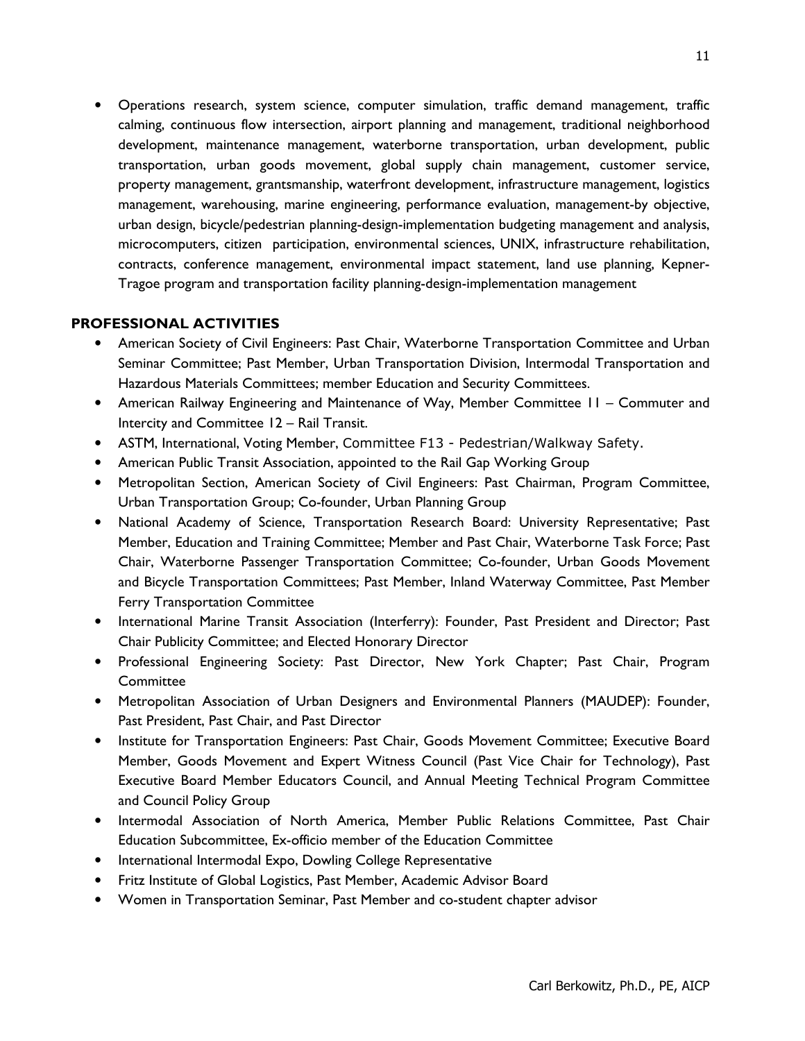- Operations research, system science, computer simulation, traffic demand management, traffic calming, continuous flow intersection, airport planning and management, traditional neighborhood development, maintenance management, waterborne transportation, urban development, public transportation, urban goods movement, global supply chain management, customer service, property management, grantsmanship, waterfront development, infrastructure management, logistics management, warehousing, marine engineering, performance evaluation, management-by objective, urban design, bicycle/pedestrian planning-design-implementation budgeting management and analysis, microcomputers, citizen participation, environmental sciences, UNIX, infrastructure rehabilitation, contracts, conference management, environmental impact statement, land use planning, Kepner-Tragoe program and transportation facility planning-design-implementation management

**PROFESSIONAL ACTIVITIES**

- American Society of Civil Engineers: Past Chair, Waterborne Transportation Committee and Urban Seminar Committee; Past Member, Urban Transportation Division, Intermodal Transportation and Hazardous Materials Committees; member Education and Security Committees.
- American Railway Engineering and Maintenance of Way, Member Committee 11 – Commuter and Intercity and Committee 12 – Rail Transit.
- ASTM, International, Voting Member, Committee F13 - Pedestrian/Walkway Safety.
- American Public Transit Association, appointed to the Rail Gap Working Group
- Metropolitan Section, American Society of Civil Engineers: Past Chairman, Program Committee, Urban Transportation Group; Co-founder, Urban Planning Group
- National Academy of Science, Transportation Research Board: University Representative; Past Member, Education and Training Committee; Member and Past Chair, Waterborne Task Force; Past Chair, Waterborne Passenger Transportation Committee; Co-founder, Urban Goods Movement and Bicycle Transportation Committees; Past Member, Inland Waterway Committee, Past Member Ferry Transportation Committee
- International Marine Transit Association (Interferry): Founder, Past President and Director; Past Chair Publicity Committee; and Elected Honorary Director
- Professional Engineering Society: Past Director, New York Chapter; Past Chair, Program Committee
- Metropolitan Association of Urban Designers and Environmental Planners (MAUDEP): Founder, Past President, Past Chair, and Past Director
- Institute for Transportation Engineers: Past Chair, Goods Movement Committee; Executive Board Member, Goods Movement and Expert Witness Council (Past Vice Chair for Technology), Past Executive Board Member Educators Council, and Annual Meeting Technical Program Committee and Council Policy Group
- Intermodal Association of North America, Member Public Relations Committee, Past Chair Education Subcommittee, Ex-officio member of the Education Committee
- International Intermodal Expo, Dowling College Representative
- Fritz Institute of Global Logistics, Past Member, Academic Advisor Board
- Women in Transportation Seminar, Past Member and co-student chapter advisor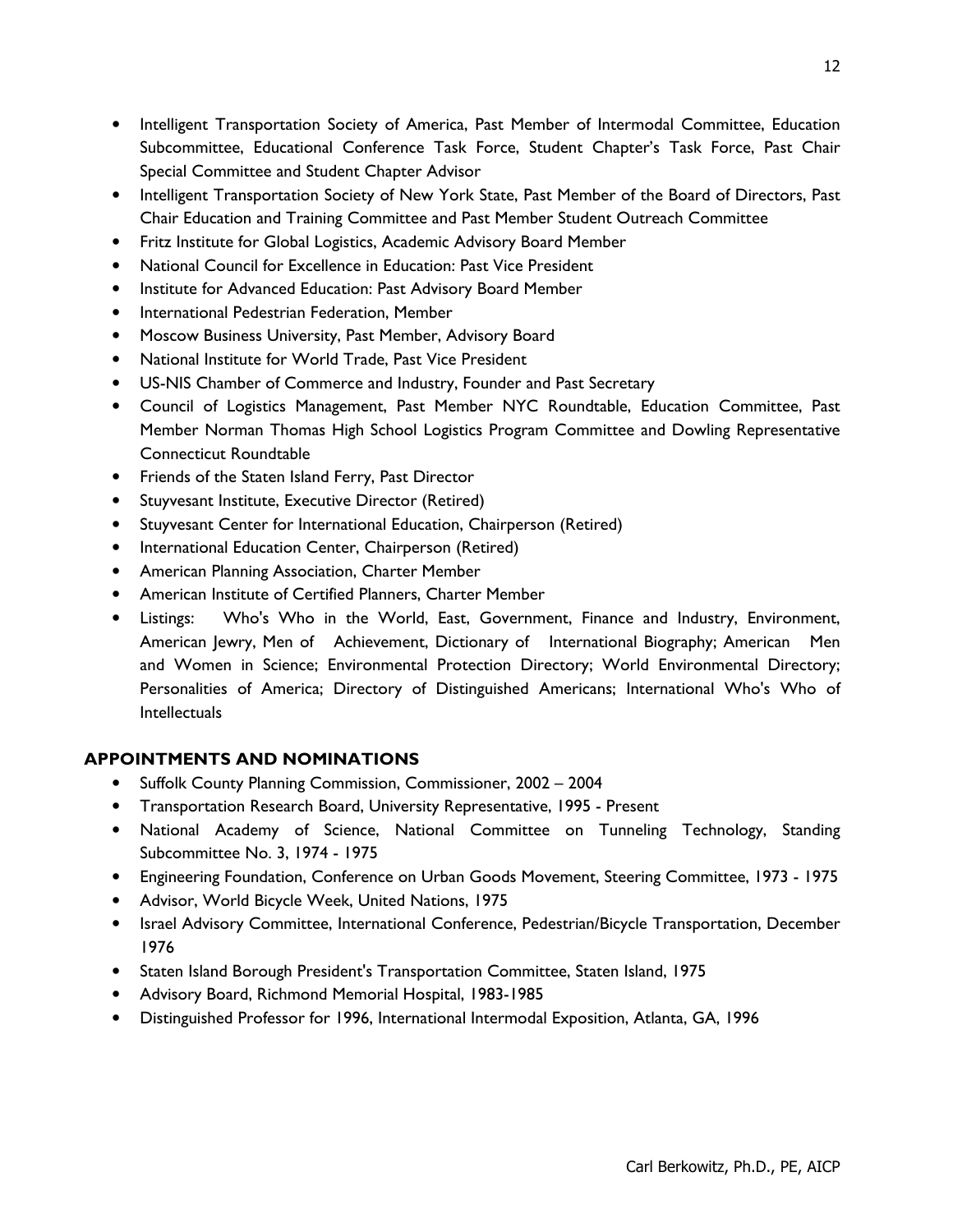- Intelligent Transportation Society of America, Past Member of Intermodal Committee, Education Subcommittee, Educational Conference Task Force, Student Chapter's Task Force, Past Chair Special Committee and Student Chapter Advisor
- Intelligent Transportation Society of New York State, Past Member of the Board of Directors, Past Chair Education and Training Committee and Past Member Student Outreach Committee
- Fritz Institute for Global Logistics, Academic Advisory Board Member
- National Council for Excellence in Education: Past Vice President
- Institute for Advanced Education: Past Advisory Board Member
- International Pedestrian Federation, Member
- Moscow Business University, Past Member, Advisory Board
- National Institute for World Trade, Past Vice President
- US-NIS Chamber of Commerce and Industry, Founder and Past Secretary
- Council of Logistics Management, Past Member NYC Roundtable, Education Committee, Past Member Norman Thomas High School Logistics Program Committee and Dowling Representative Connecticut Roundtable
- Friends of the Staten Island Ferry, Past Director
- Stuyvesant Institute, Executive Director (Retired)
- Stuyvesant Center for International Education, Chairperson (Retired)
- International Education Center, Chairperson (Retired)
- American Planning Association, Charter Member
- American Institute of Certified Planners, Charter Member
- Listings: Who's Who in the World, East, Government, Finance and Industry, Environment, American Jewry, Men of Achievement, Dictionary of International Biography; American Men and Women in Science; Environmental Protection Directory; World Environmental Directory; Personalities of America; Directory of Distinguished Americans; International Who's Who of Intellectuals

## APPOINTMENTS AND NOMINATIONS

- Suffolk County Planning Commission, Commissioner, 2002 – 2004
- Transportation Research Board, University Representative, 1995 - Present
- National Academy of Science, National Committee on Tunneling Technology, Standing Subcommittee No. 3, 1974 - 1975
- Engineering Foundation, Conference on Urban Goods Movement, Steering Committee, 1973 - 1975
- Advisor, World Bicycle Week, United Nations, 1975
- Israel Advisory Committee, International Conference, Pedestrian/Bicycle Transportation, December 1976
- Staten Island Borough President's Transportation Committee, Staten Island, 1975
- Advisory Board, Richmond Memorial Hospital, 1983-1985
- Distinguished Professor for 1996, International Intermodal Exposition, Atlanta, GA, 1996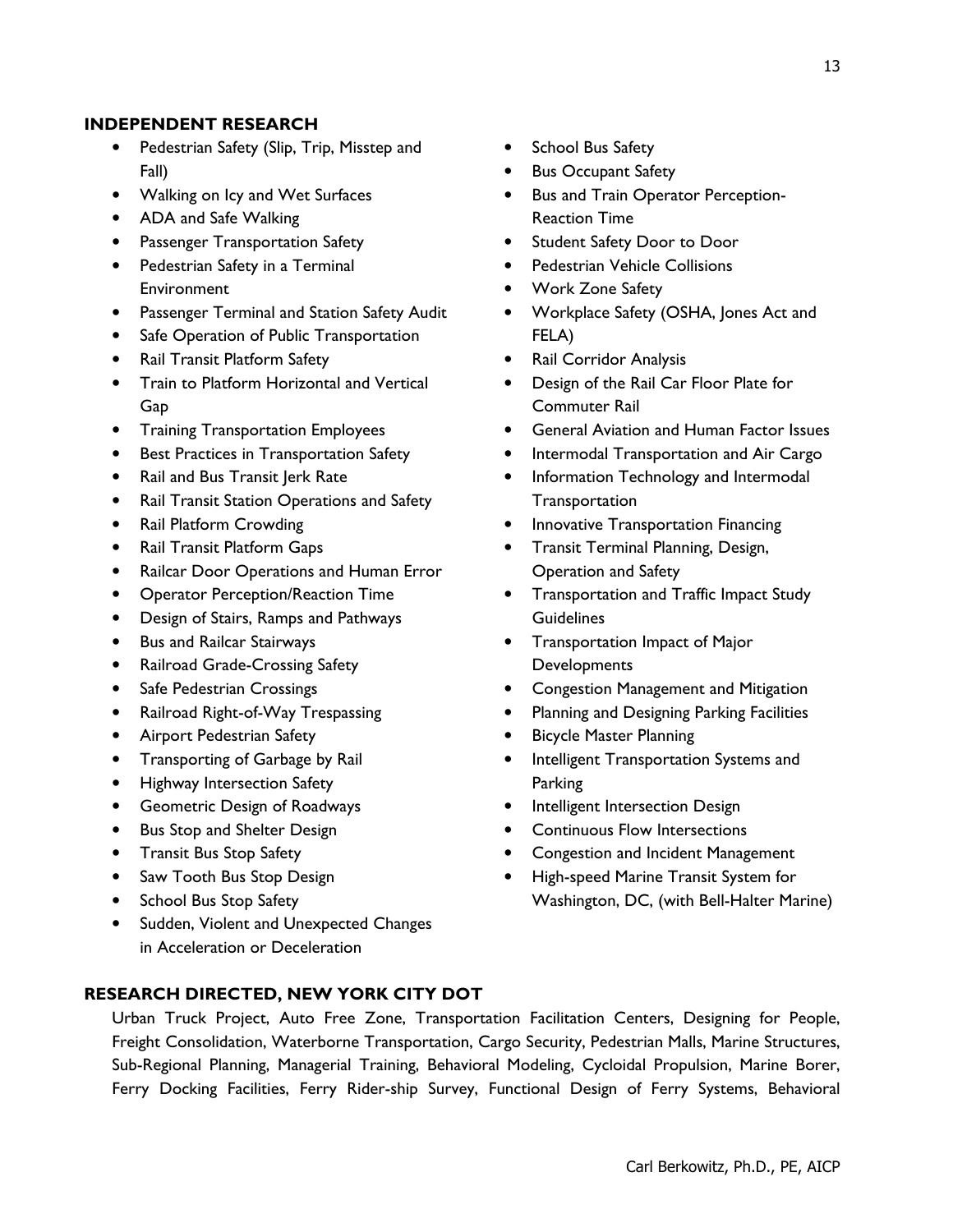## INDEPENDENT RESEARCH

- Pedestrian Safety (Slip, Trip, Misstep and Fall)
- Walking on Icy and Wet Surfaces
- ADA and Safe Walking
- Passenger Transportation Safety
- Pedestrian Safety in a Terminal Environment
- Passenger Terminal and Station Safety Audit
- Safe Operation of Public Transportation
- Rail Transit Platform Safety
- Train to Platform Horizontal and Vertical Gap
- Training Transportation Employees
- Best Practices in Transportation Safety
- Rail and Bus Transit Jerk Rate
- Rail Transit Station Operations and Safety
- Rail Platform Crowding
- Rail Transit Platform Gaps
- Railcar Door Operations and Human Error
- Operator Perception/Reaction Time
- Design of Stairs, Ramps and Pathways
- Bus and Railcar Stairways
- Railroad Grade-Crossing Safety
- Safe Pedestrian Crossings
- Railroad Right-of-Way Trespassing
- Airport Pedestrian Safety
- Transporting of Garbage by Rail
- Highway Intersection Safety
- Geometric Design of Roadways
- Bus Stop and Shelter Design
- Transit Bus Stop Safety
- Saw Tooth Bus Stop Design
- School Bus Stop Safety
- Sudden, Violent and Unexpected Changes in Acceleration or Deceleration
- School Bus Safety
- Bus Occupant Safety
- Bus and Train Operator Perception-Reaction Time
- Student Safety Door to Door
- Pedestrian Vehicle Collisions
- Work Zone Safety
- Workplace Safety (OSHA, Jones Act and FELA)
- Rail Corridor Analysis
- Design of the Rail Car Floor Plate for Commuter Rail
- General Aviation and Human Factor Issues
- Intermodal Transportation and Air Cargo
- Information Technology and Intermodal Transportation
- Innovative Transportation Financing
- Transit Terminal Planning, Design, Operation and Safety
- Transportation and Traffic Impact Study Guidelines
- Transportation Impact of Major Developments
- Congestion Management and Mitigation
- Planning and Designing Parking Facilities
- Bicycle Master Planning
- Intelligent Transportation Systems and Parking
- Intelligent Intersection Design
- Continuous Flow Intersections
- Congestion and Incident Management
- High-speed Marine Transit System for Washington, DC, (with Bell-Halter Marine)

## RESEARCH DIRECTED, NEW YORK CITY DOT

Urban Truck Project, Auto Free Zone, Transportation Facilitation Centers, Designing for People, Freight Consolidation, Waterborne Transportation, Cargo Security, Pedestrian Malls, Marine Structures, Sub-Regional Planning, Managerial Training, Behavioral Modeling, Cycloidal Propulsion, Marine Borer, Ferry Docking Facilities, Ferry Rider-ship Survey, Functional Design of Ferry Systems, Behavioral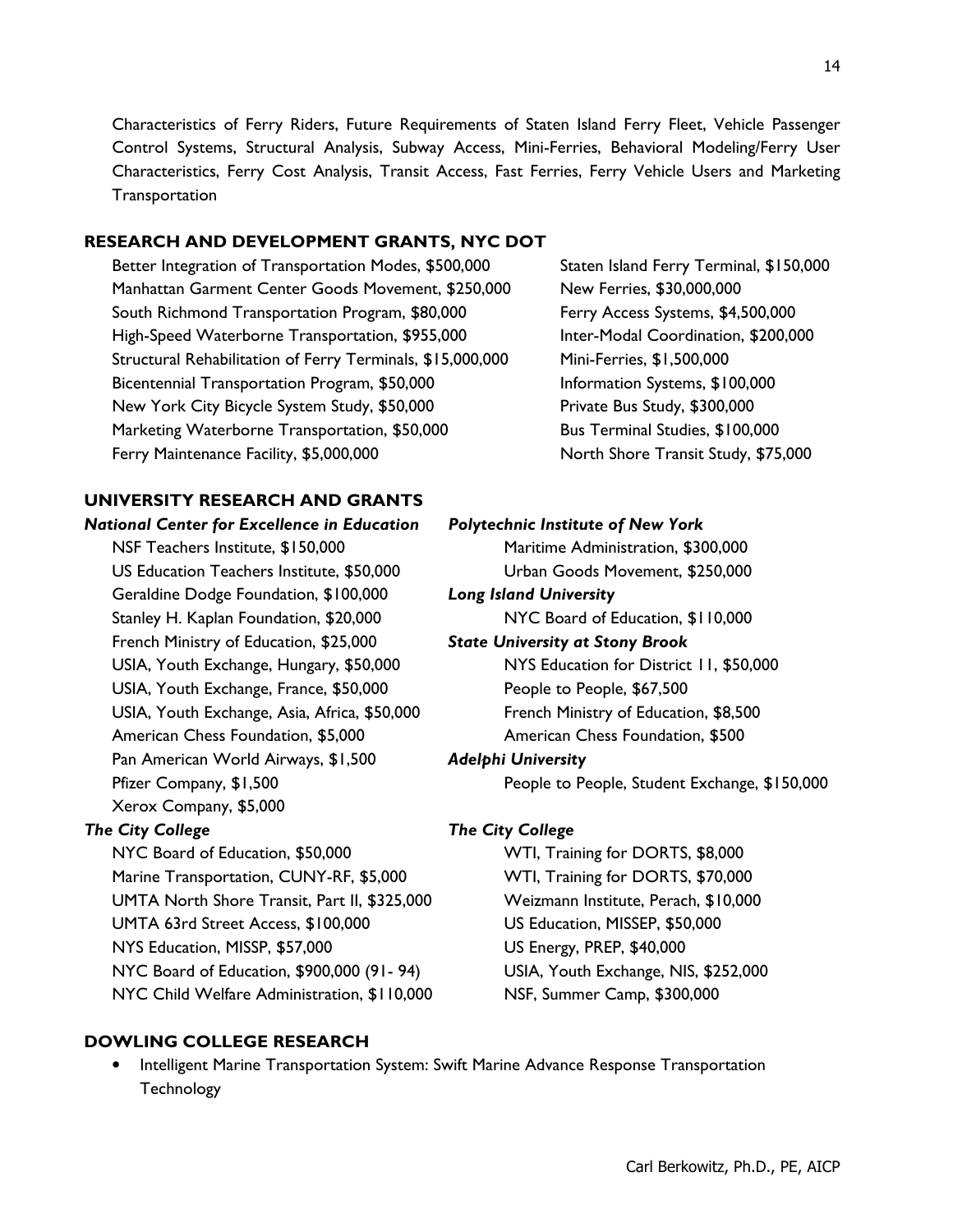Characteristics of Ferry Riders, Future Requirements of Staten Island Ferry Fleet, Vehicle Passenger Control Systems, Structural Analysis, Subway Access, Mini-Ferries, Behavioral Modeling/Ferry User Characteristics, Ferry Cost Analysis, Transit Access, Fast Ferries, Ferry Vehicle Users and Marketing Transportation

## RESEARCH AND DEVELOPMENT GRANTS, NYC DOT

- Better Integration of Transportation Modes, $500,000
- Manhattan Garment Center Goods Movement, $250,000
- South Richmond Transportation Program, $80,000
- High-Speed Waterborne Transportation, $955,000
- Structural Rehabilitation of Ferry Terminals, $15,000,000
- Bicentennial Transportation Program, $50,000
- New York City Bicycle System Study, $50,000
- Marketing Waterborne Transportation, $50,000
- Ferry Maintenance Facility, $5,000,000
- Staten Island Ferry Terminal, $150,000
- New Ferries, $30,000,000
- Ferry Access Systems, $4,500,000
- Inter-Modal Coordination, $200,000
- Mini-Ferries, $1,500,000
- Information Systems, $100,000
- Private Bus Study, $300,000
- Bus Terminal Studies, $100,000
- North Shore Transit Study, $75,000

## UNIVERSITY RESEARCH AND GRANTS

***National Center for Excellence in Education***

- NSF Teachers Institute, $150,000
- US Education Teachers Institute, $50,000
- Geraldine Dodge Foundation, $100,000
- Stanley H. Kaplan Foundation, $20,000
- French Ministry of Education, $25,000
- USIA, Youth Exchange, Hungary, $50,000
- USIA, Youth Exchange, France, $50,000
- USIA, Youth Exchange, Asia, Africa, $50,000
- American Chess Foundation, $5,000
- Pan American World Airways, $1,500
- Pfizer Company, $1,500
- Xerox Company, $5,000

***The City College***

- NYC Board of Education, $50,000
- Marine Transportation, CUNY-RF, $5,000
- UMTA North Shore Transit, Part II, $325,000
- UMTA 63rd Street Access, $100,000
- NYS Education, MISSP, $57,000
- NYC Board of Education, $900,000 (91- 94)
- NYC Child Welfare Administration, $110,000

***Polytechnic Institute of New York***

- Maritime Administration, $300,000
- Urban Goods Movement, $250,000

***Long Island University***

- NYC Board of Education, $110,000

***State University at Stony Brook***

- NYS Education for District 11, $50,000
- People to People, $67,500
- French Ministry of Education, $8,500
- American Chess Foundation, $500

***Adelphi University***

- People to People, Student Exchange, $150,000

***The City College***

- WTI, Training for DORTS, $8,000
- WTI, Training for DORTS, $70,000
- Weizmann Institute, Perach, $10,000
- US Education, MISSEP, $50,000
- US Energy, PREP, $40,000
- USIA, Youth Exchange, NIS, $252,000
- NSF, Summer Camp, $300,000

## DOWLING COLLEGE RESEARCH

- Intelligent Marine Transportation System: Swift Marine Advance Response Transportation Technology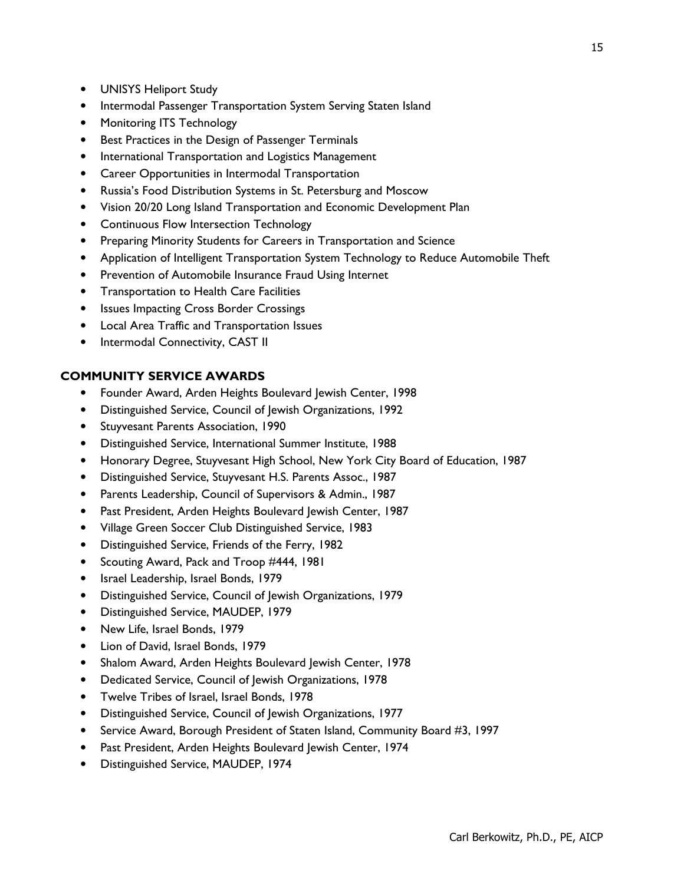- UNISYS Heliport Study
- Intermodal Passenger Transportation System Serving Staten Island
- Monitoring ITS Technology
- Best Practices in the Design of Passenger Terminals
- International Transportation and Logistics Management
- Career Opportunities in Intermodal Transportation
- Russia's Food Distribution Systems in St. Petersburg and Moscow
- Vision 20/20 Long Island Transportation and Economic Development Plan
- Continuous Flow Intersection Technology
- Preparing Minority Students for Careers in Transportation and Science
- Application of Intelligent Transportation System Technology to Reduce Automobile Theft
- Prevention of Automobile Insurance Fraud Using Internet
- Transportation to Health Care Facilities
- Issues Impacting Cross Border Crossings
- Local Area Traffic and Transportation Issues
- Intermodal Connectivity, CAST II

**COMMUNITY SERVICE AWARDS**

- Founder Award, Arden Heights Boulevard Jewish Center, 1998
- Distinguished Service, Council of Jewish Organizations, 1992
- Stuyvesant Parents Association, 1990
- Distinguished Service, International Summer Institute, 1988
- Honorary Degree, Stuyvesant High School, New York City Board of Education, 1987
- Distinguished Service, Stuyvesant H.S. Parents Assoc., 1987
- Parents Leadership, Council of Supervisors & Admin., 1987
- Past President, Arden Heights Boulevard Jewish Center, 1987
- Village Green Soccer Club Distinguished Service, 1983
- Distinguished Service, Friends of the Ferry, 1982
- Scouting Award, Pack and Troop #444, 1981
- Israel Leadership, Israel Bonds, 1979
- Distinguished Service, Council of Jewish Organizations, 1979
- Distinguished Service, MAUDEP, 1979
- New Life, Israel Bonds, 1979
- Lion of David, Israel Bonds, 1979
- Shalom Award, Arden Heights Boulevard Jewish Center, 1978
- Dedicated Service, Council of Jewish Organizations, 1978
- Twelve Tribes of Israel, Israel Bonds, 1978
- Distinguished Service, Council of Jewish Organizations, 1977
- Service Award, Borough President of Staten Island, Community Board #3, 1997
- Past President, Arden Heights Boulevard Jewish Center, 1974
- Distinguished Service, MAUDEP, 1974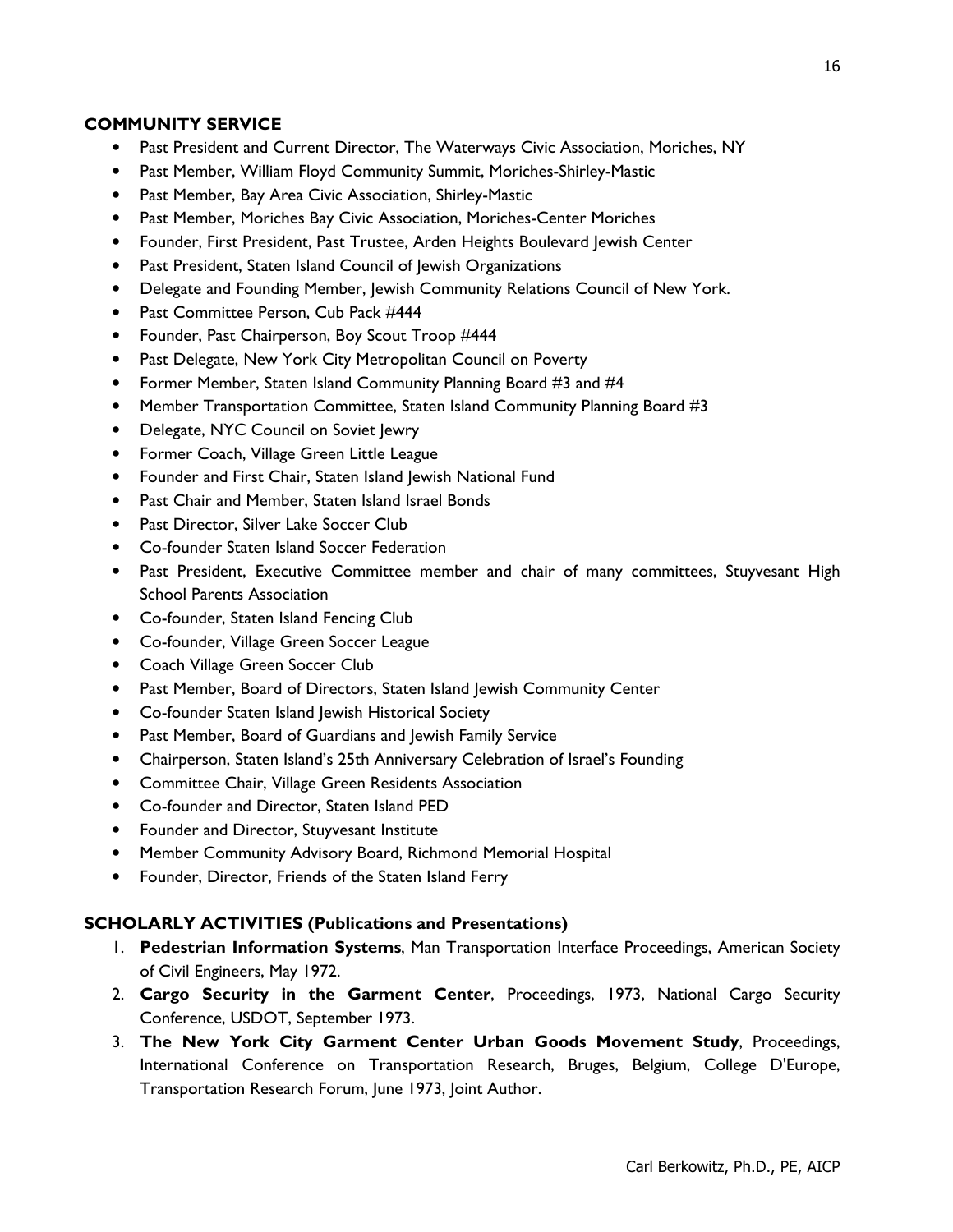## COMMUNITY SERVICE

- Past President and Current Director, The Waterways Civic Association, Moriches, NY
- Past Member, William Floyd Community Summit, Moriches-Shirley-Mastic
- Past Member, Bay Area Civic Association, Shirley-Mastic
- Past Member, Moriches Bay Civic Association, Moriches-Center Moriches
- Founder, First President, Past Trustee, Arden Heights Boulevard Jewish Center
- Past President, Staten Island Council of Jewish Organizations
- Delegate and Founding Member, Jewish Community Relations Council of New York.
- Past Committee Person, Cub Pack #444
- Founder, Past Chairperson, Boy Scout Troop #444
- Past Delegate, New York City Metropolitan Council on Poverty
- Former Member, Staten Island Community Planning Board #3 and #4
- Member Transportation Committee, Staten Island Community Planning Board #3
- Delegate, NYC Council on Soviet Jewry
- Former Coach, Village Green Little League
- Founder and First Chair, Staten Island Jewish National Fund
- Past Chair and Member, Staten Island Israel Bonds
- Past Director, Silver Lake Soccer Club
- Co-founder Staten Island Soccer Federation
- Past President, Executive Committee member and chair of many committees, Stuyvesant High School Parents Association
- Co-founder, Staten Island Fencing Club
- Co-founder, Village Green Soccer League
- Coach Village Green Soccer Club
- Past Member, Board of Directors, Staten Island Jewish Community Center
- Co-founder Staten Island Jewish Historical Society
- Past Member, Board of Guardians and Jewish Family Service
- Chairperson, Staten Island's 25th Anniversary Celebration of Israel's Founding
- Committee Chair, Village Green Residents Association
- Co-founder and Director, Staten Island PED
- Founder and Director, Stuyvesant Institute
- Member Community Advisory Board, Richmond Memorial Hospital
- Founder, Director, Friends of the Staten Island Ferry

## SCHOLARLY ACTIVITIES (Publications and Presentations)

1. **Pedestrian Information Systems**, Man Transportation Interface Proceedings, American Society of Civil Engineers, May 1972.
2. **Cargo Security in the Garment Center**, Proceedings, 1973, National Cargo Security Conference, USDOT, September 1973.
3. **The New York City Garment Center Urban Goods Movement Study**, Proceedings, International Conference on Transportation Research, Bruges, Belgium, College D'Europe, Transportation Research Forum, June 1973, Joint Author.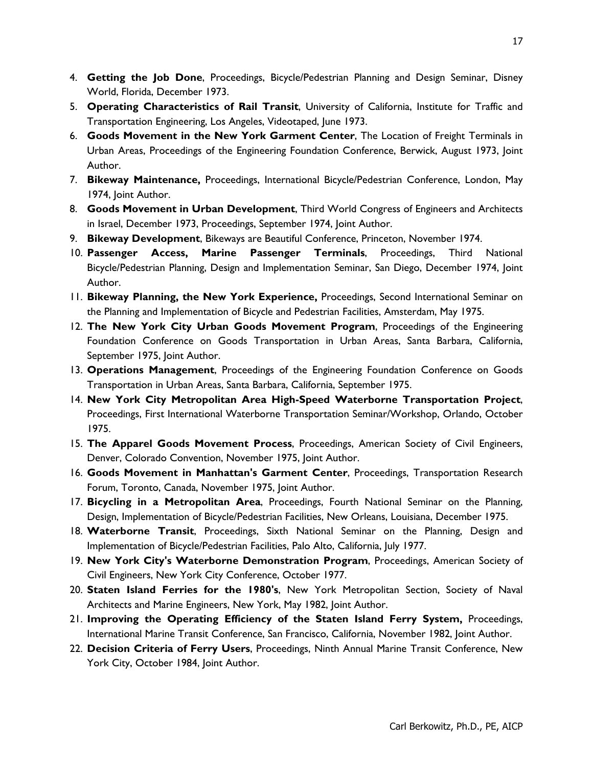4. **Getting the Job Done**, Proceedings, Bicycle/Pedestrian Planning and Design Seminar, Disney World, Florida, December 1973.
5. **Operating Characteristics of Rail Transit**, University of California, Institute for Traffic and Transportation Engineering, Los Angeles, Videotaped, June 1973.
6. **Goods Movement in the New York Garment Center**, The Location of Freight Terminals in Urban Areas, Proceedings of the Engineering Foundation Conference, Berwick, August 1973, Joint Author.
7. **Bikeway Maintenance,** Proceedings, International Bicycle/Pedestrian Conference, London, May 1974, Joint Author.
8. **Goods Movement in Urban Development**, Third World Congress of Engineers and Architects in Israel, December 1973, Proceedings, September 1974, Joint Author.
9. **Bikeway Development**, Bikeways are Beautiful Conference, Princeton, November 1974.
10. **Passenger Access, Marine Passenger Terminals**, Proceedings, Third National Bicycle/Pedestrian Planning, Design and Implementation Seminar, San Diego, December 1974, Joint Author.
11. **Bikeway Planning, the New York Experience,** Proceedings, Second International Seminar on the Planning and Implementation of Bicycle and Pedestrian Facilities, Amsterdam, May 1975.
12. **The New York City Urban Goods Movement Program**, Proceedings of the Engineering Foundation Conference on Goods Transportation in Urban Areas, Santa Barbara, California, September 1975, Joint Author.
13. **Operations Management**, Proceedings of the Engineering Foundation Conference on Goods Transportation in Urban Areas, Santa Barbara, California, September 1975.
14. **New York City Metropolitan Area High-Speed Waterborne Transportation Project**, Proceedings, First International Waterborne Transportation Seminar/Workshop, Orlando, October 1975.
15. **The Apparel Goods Movement Process**, Proceedings, American Society of Civil Engineers, Denver, Colorado Convention, November 1975, Joint Author.
16. **Goods Movement in Manhattan's Garment Center**, Proceedings, Transportation Research Forum, Toronto, Canada, November 1975, Joint Author.
17. **Bicycling in a Metropolitan Area**, Proceedings, Fourth National Seminar on the Planning, Design, Implementation of Bicycle/Pedestrian Facilities, New Orleans, Louisiana, December 1975.
18. **Waterborne Transit**, Proceedings, Sixth National Seminar on the Planning, Design and Implementation of Bicycle/Pedestrian Facilities, Palo Alto, California, July 1977.
19. **New York City's Waterborne Demonstration Program**, Proceedings, American Society of Civil Engineers, New York City Conference, October 1977.
20. **Staten Island Ferries for the 1980's**, New York Metropolitan Section, Society of Naval Architects and Marine Engineers, New York, May 1982, Joint Author.
21. **Improving the Operating Efficiency of the Staten Island Ferry System,** Proceedings, International Marine Transit Conference, San Francisco, California, November 1982, Joint Author.
22. **Decision Criteria of Ferry Users**, Proceedings, Ninth Annual Marine Transit Conference, New York City, October 1984, Joint Author.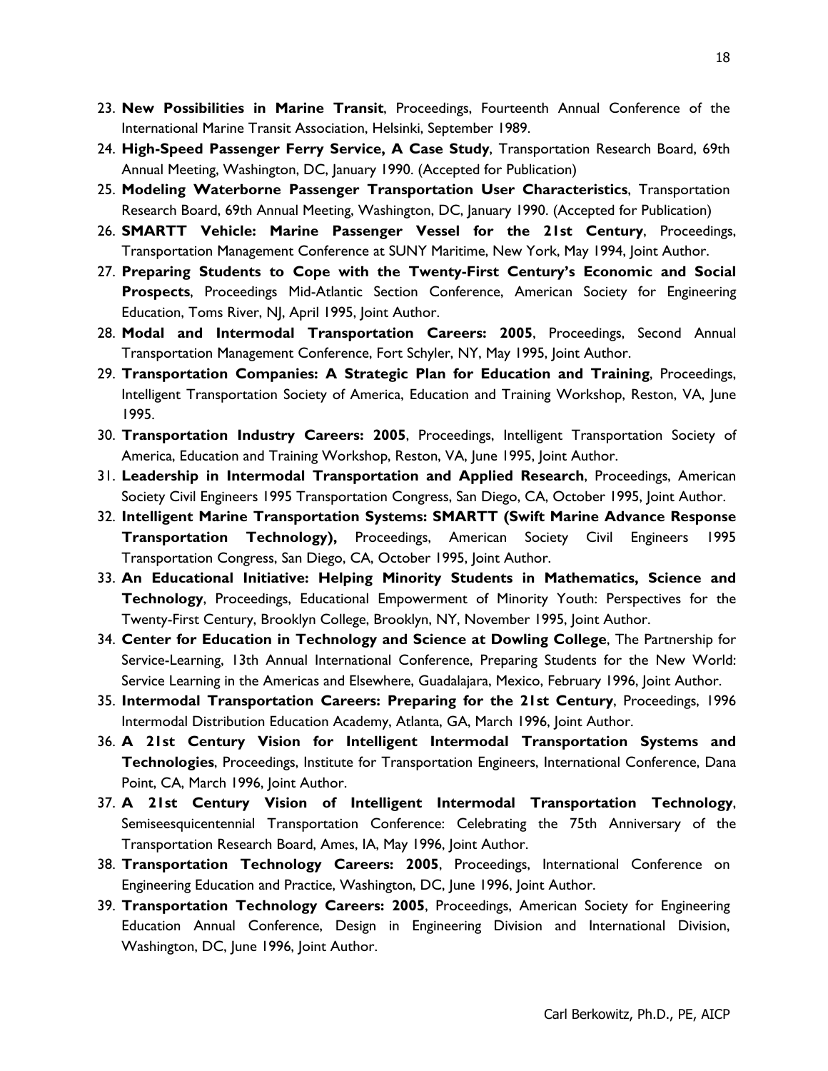23. **New Possibilities in Marine Transit**, Proceedings, Fourteenth Annual Conference of the International Marine Transit Association, Helsinki, September 1989.
24. **High-Speed Passenger Ferry Service, A Case Study**, Transportation Research Board, 69th Annual Meeting, Washington, DC, January 1990. (Accepted for Publication)
25. **Modeling Waterborne Passenger Transportation User Characteristics**, Transportation Research Board, 69th Annual Meeting, Washington, DC, January 1990. (Accepted for Publication)
26. **SMARTT Vehicle: Marine Passenger Vessel for the 21st Century**, Proceedings, Transportation Management Conference at SUNY Maritime, New York, May 1994, Joint Author.
27. **Preparing Students to Cope with the Twenty-First Century's Economic and Social Prospects**, Proceedings Mid-Atlantic Section Conference, American Society for Engineering Education, Toms River, NJ, April 1995, Joint Author.
28. **Modal and Intermodal Transportation Careers: 2005**, Proceedings, Second Annual Transportation Management Conference, Fort Schyler, NY, May 1995, Joint Author.
29. **Transportation Companies: A Strategic Plan for Education and Training**, Proceedings, Intelligent Transportation Society of America, Education and Training Workshop, Reston, VA, June 1995.
30. **Transportation Industry Careers: 2005**, Proceedings, Intelligent Transportation Society of America, Education and Training Workshop, Reston, VA, June 1995, Joint Author.
31. **Leadership in Intermodal Transportation and Applied Research**, Proceedings, American Society Civil Engineers 1995 Transportation Congress, San Diego, CA, October 1995, Joint Author.
32. **Intelligent Marine Transportation Systems: SMARTT (Swift Marine Advance Response Transportation Technology),** Proceedings, American Society Civil Engineers 1995 Transportation Congress, San Diego, CA, October 1995, Joint Author.
33. **An Educational Initiative: Helping Minority Students in Mathematics, Science and Technology**, Proceedings, Educational Empowerment of Minority Youth: Perspectives for the Twenty-First Century, Brooklyn College, Brooklyn, NY, November 1995, Joint Author.
34. **Center for Education in Technology and Science at Dowling College**, The Partnership for Service-Learning, 13th Annual International Conference, Preparing Students for the New World: Service Learning in the Americas and Elsewhere, Guadalajara, Mexico, February 1996, Joint Author.
35. **Intermodal Transportation Careers: Preparing for the 21st Century**, Proceedings, 1996 Intermodal Distribution Education Academy, Atlanta, GA, March 1996, Joint Author.
36. **A 21st Century Vision for Intelligent Intermodal Transportation Systems and Technologies**, Proceedings, Institute for Transportation Engineers, International Conference, Dana Point, CA, March 1996, Joint Author.
37. **A 21st Century Vision of Intelligent Intermodal Transportation Technology**, Semiseesquicentennial Transportation Conference: Celebrating the 75th Anniversary of the Transportation Research Board, Ames, IA, May 1996, Joint Author.
38. **Transportation Technology Careers: 2005**, Proceedings, International Conference on Engineering Education and Practice, Washington, DC, June 1996, Joint Author.
39. **Transportation Technology Careers: 2005**, Proceedings, American Society for Engineering Education Annual Conference, Design in Engineering Division and International Division, Washington, DC, June 1996, Joint Author.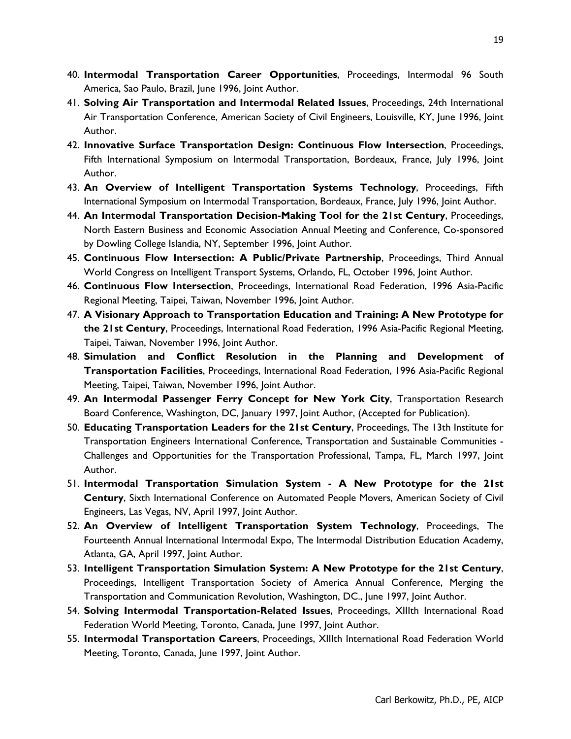40. **Intermodal Transportation Career Opportunities**, Proceedings, Intermodal 96 South America, Sao Paulo, Brazil, June 1996, Joint Author.
41. **Solving Air Transportation and Intermodal Related Issues**, Proceedings, 24th International Air Transportation Conference, American Society of Civil Engineers, Louisville, KY, June 1996, Joint Author.
42. **Innovative Surface Transportation Design: Continuous Flow Intersection**, Proceedings, Fifth International Symposium on Intermodal Transportation, Bordeaux, France, July 1996, Joint Author.
43. **An Overview of Intelligent Transportation Systems Technology**, Proceedings, Fifth International Symposium on Intermodal Transportation, Bordeaux, France, July 1996, Joint Author.
44. **An Intermodal Transportation Decision-Making Tool for the 21st Century**, Proceedings, North Eastern Business and Economic Association Annual Meeting and Conference, Co-sponsored by Dowling College Islandia, NY, September 1996, Joint Author.
45. **Continuous Flow Intersection: A Public/Private Partnership**, Proceedings, Third Annual World Congress on Intelligent Transport Systems, Orlando, FL, October 1996, Joint Author.
46. **Continuous Flow Intersection**, Proceedings, International Road Federation, 1996 Asia-Pacific Regional Meeting, Taipei, Taiwan, November 1996, Joint Author.
47. **A Visionary Approach to Transportation Education and Training: A New Prototype for the 21st Century**, Proceedings, International Road Federation, 1996 Asia-Pacific Regional Meeting, Taipei, Taiwan, November 1996, Joint Author.
48. **Simulation and Conflict Resolution in the Planning and Development of Transportation Facilities**, Proceedings, International Road Federation, 1996 Asia-Pacific Regional Meeting, Taipei, Taiwan, November 1996, Joint Author.
49. **An Intermodal Passenger Ferry Concept for New York City**, Transportation Research Board Conference, Washington, DC, January 1997, Joint Author, (Accepted for Publication).
50. **Educating Transportation Leaders for the 21st Century**, Proceedings, The 13th Institute for Transportation Engineers International Conference, Transportation and Sustainable Communities - Challenges and Opportunities for the Transportation Professional, Tampa, FL, March 1997, Joint Author.
51. **Intermodal Transportation Simulation System - A New Prototype for the 21st Century**, Sixth International Conference on Automated People Movers, American Society of Civil Engineers, Las Vegas, NV, April 1997, Joint Author.
52. **An Overview of Intelligent Transportation System Technology**, Proceedings, The Fourteenth Annual International Intermodal Expo, The Intermodal Distribution Education Academy, Atlanta, GA, April 1997, Joint Author.
53. **Intelligent Transportation Simulation System: A New Prototype for the 21st Century**, Proceedings, Intelligent Transportation Society of America Annual Conference, Merging the Transportation and Communication Revolution, Washington, DC., June 1997, Joint Author.
54. **Solving Intermodal Transportation-Related Issues**, Proceedings, XIIIth International Road Federation World Meeting, Toronto, Canada, June 1997, Joint Author.
55. **Intermodal Transportation Careers**, Proceedings, XIIIth International Road Federation World Meeting, Toronto, Canada, June 1997, Joint Author.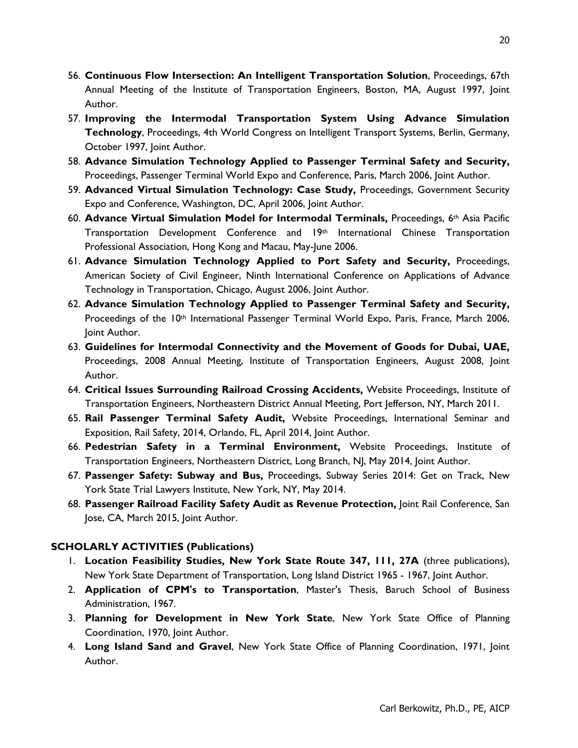56. **Continuous Flow Intersection: An Intelligent Transportation Solution**, Proceedings, 67th Annual Meeting of the Institute of Transportation Engineers, Boston, MA, August 1997, Joint Author.
57. **Improving the Intermodal Transportation System Using Advance Simulation Technology**, Proceedings, 4th World Congress on Intelligent Transport Systems, Berlin, Germany, October 1997, Joint Author.
58. **Advance Simulation Technology Applied to Passenger Terminal Safety and Security,** Proceedings, Passenger Terminal World Expo and Conference, Paris, March 2006, Joint Author.
59. **Advanced Virtual Simulation Technology: Case Study,** Proceedings, Government Security Expo and Conference, Washington, DC, April 2006, Joint Author.
60. **Advance Virtual Simulation Model for Intermodal Terminals,** Proceedings, 6th Asia Pacific Transportation Development Conference and 19th International Chinese Transportation Professional Association, Hong Kong and Macau, May-June 2006.
61. **Advance Simulation Technology Applied to Port Safety and Security,** Proceedings, American Society of Civil Engineer, Ninth International Conference on Applications of Advance Technology in Transportation, Chicago, August 2006, Joint Author.
62. **Advance Simulation Technology Applied to Passenger Terminal Safety and Security,** Proceedings of the 10th International Passenger Terminal World Expo, Paris, France, March 2006, Joint Author.
63. **Guidelines for Intermodal Connectivity and the Movement of Goods for Dubai, UAE,** Proceedings, 2008 Annual Meeting, Institute of Transportation Engineers, August 2008, Joint Author.
64. **Critical Issues Surrounding Railroad Crossing Accidents,** Website Proceedings, Institute of Transportation Engineers, Northeastern District Annual Meeting, Port Jefferson, NY, March 2011.
65. **Rail Passenger Terminal Safety Audit,** Website Proceedings, International Seminar and Exposition, Rail Safety, 2014, Orlando, FL, April 2014, Joint Author.
66. **Pedestrian Safety in a Terminal Environment,** Website Proceedings, Institute of Transportation Engineers, Northeastern District, Long Branch, NJ, May 2014, Joint Author.
67. **Passenger Safety: Subway and Bus,** Proceedings, Subway Series 2014: Get on Track, New York State Trial Lawyers Institute, New York, NY, May 2014.
68. **Passenger Railroad Facility Safety Audit as Revenue Protection,** Joint Rail Conference, San Jose, CA, March 2015, Joint Author.

**SCHOLARLY ACTIVITIES (Publications)**

1. **Location Feasibility Studies, New York State Route 347, 111, 27A** (three publications), New York State Department of Transportation, Long Island District 1965 - 1967, Joint Author.
2. **Application of CPM's to Transportation**, Master's Thesis, Baruch School of Business Administration, 1967.
3. **Planning for Development in New York State**, New York State Office of Planning Coordination, 1970, Joint Author.
4. **Long Island Sand and Gravel**, New York State Office of Planning Coordination, 1971, Joint Author.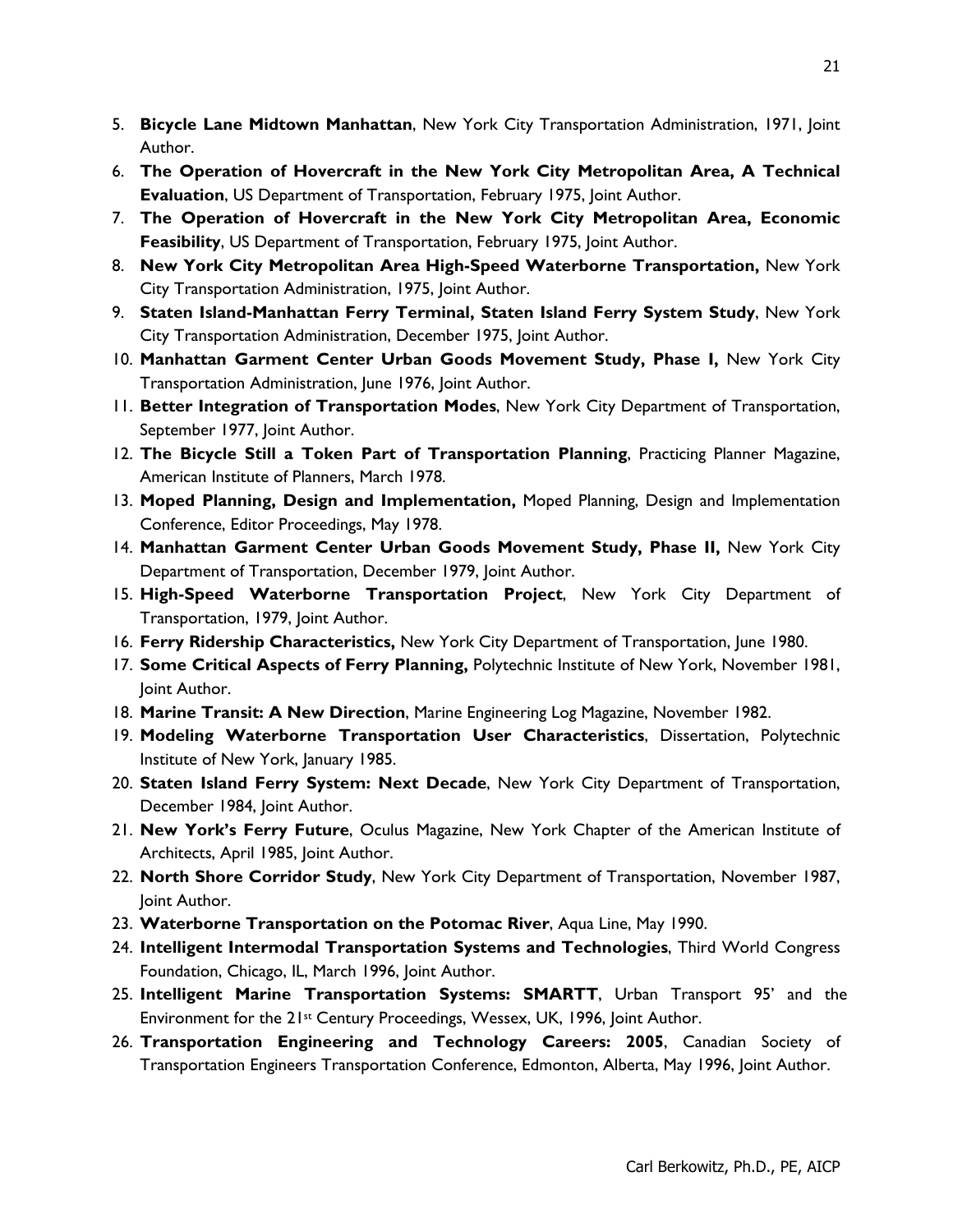5. **Bicycle Lane Midtown Manhattan**, New York City Transportation Administration, 1971, Joint Author.
6. **The Operation of Hovercraft in the New York City Metropolitan Area, A Technical Evaluation**, US Department of Transportation, February 1975, Joint Author.
7. **The Operation of Hovercraft in the New York City Metropolitan Area, Economic Feasibility**, US Department of Transportation, February 1975, Joint Author.
8. **New York City Metropolitan Area High-Speed Waterborne Transportation,** New York City Transportation Administration, 1975, Joint Author.
9. **Staten Island-Manhattan Ferry Terminal, Staten Island Ferry System Study**, New York City Transportation Administration, December 1975, Joint Author.
10. **Manhattan Garment Center Urban Goods Movement Study, Phase I,** New York City Transportation Administration, June 1976, Joint Author.
11. **Better Integration of Transportation Modes**, New York City Department of Transportation, September 1977, Joint Author.
12. **The Bicycle Still a Token Part of Transportation Planning**, Practicing Planner Magazine, American Institute of Planners, March 1978.
13. **Moped Planning, Design and Implementation,** Moped Planning, Design and Implementation Conference, Editor Proceedings, May 1978.
14. **Manhattan Garment Center Urban Goods Movement Study, Phase II,** New York City Department of Transportation, December 1979, Joint Author.
15. **High-Speed Waterborne Transportation Project**, New York City Department of Transportation, 1979, Joint Author.
16. **Ferry Ridership Characteristics,** New York City Department of Transportation, June 1980.
17. **Some Critical Aspects of Ferry Planning,** Polytechnic Institute of New York, November 1981, Joint Author.
18. **Marine Transit: A New Direction**, Marine Engineering Log Magazine, November 1982.
19. **Modeling Waterborne Transportation User Characteristics**, Dissertation, Polytechnic Institute of New York, January 1985.
20. **Staten Island Ferry System: Next Decade**, New York City Department of Transportation, December 1984, Joint Author.
21. **New York's Ferry Future**, Oculus Magazine, New York Chapter of the American Institute of Architects, April 1985, Joint Author.
22. **North Shore Corridor Study**, New York City Department of Transportation, November 1987, Joint Author.
23. **Waterborne Transportation on the Potomac River**, Aqua Line, May 1990.
24. **Intelligent Intermodal Transportation Systems and Technologies**, Third World Congress Foundation, Chicago, IL, March 1996, Joint Author.
25. **Intelligent Marine Transportation Systems: SMARTT**, Urban Transport 95' and the Environment for the 21st Century Proceedings, Wessex, UK, 1996, Joint Author.
26. **Transportation Engineering and Technology Careers: 2005**, Canadian Society of Transportation Engineers Transportation Conference, Edmonton, Alberta, May 1996, Joint Author.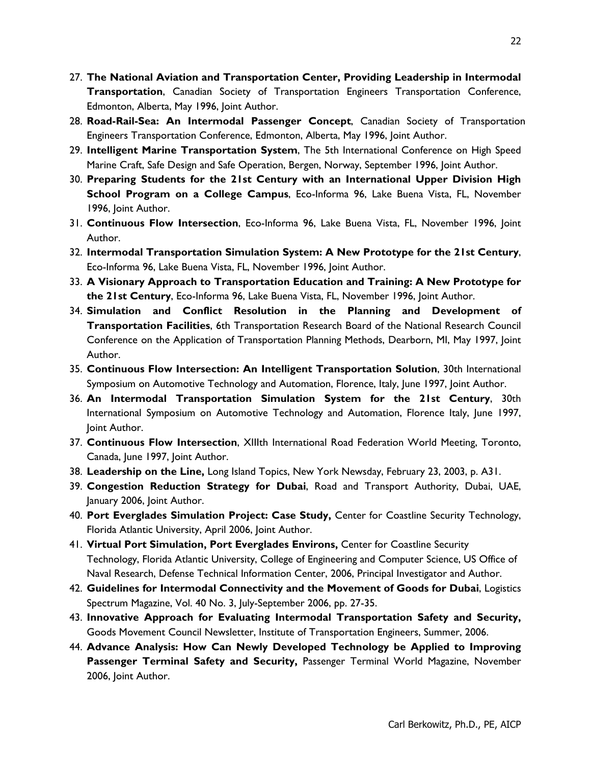27. **The National Aviation and Transportation Center, Providing Leadership in Intermodal Transportation**, Canadian Society of Transportation Engineers Transportation Conference, Edmonton, Alberta, May 1996, Joint Author.
28. **Road-Rail-Sea: An Intermodal Passenger Concept**, Canadian Society of Transportation Engineers Transportation Conference, Edmonton, Alberta, May 1996, Joint Author.
29. **Intelligent Marine Transportation System**, The 5th International Conference on High Speed Marine Craft, Safe Design and Safe Operation, Bergen, Norway, September 1996, Joint Author.
30. **Preparing Students for the 21st Century with an International Upper Division High School Program on a College Campus**, Eco-Informa 96, Lake Buena Vista, FL, November 1996, Joint Author.
31. **Continuous Flow Intersection**, Eco-Informa 96, Lake Buena Vista, FL, November 1996, Joint Author.
32. **Intermodal Transportation Simulation System: A New Prototype for the 21st Century**, Eco-Informa 96, Lake Buena Vista, FL, November 1996, Joint Author.
33. **A Visionary Approach to Transportation Education and Training: A New Prototype for the 21st Century**, Eco-Informa 96, Lake Buena Vista, FL, November 1996, Joint Author.
34. **Simulation and Conflict Resolution in the Planning and Development of Transportation Facilities**, 6th Transportation Research Board of the National Research Council Conference on the Application of Transportation Planning Methods, Dearborn, MI, May 1997, Joint Author.
35. **Continuous Flow Intersection: An Intelligent Transportation Solution**, 30th International Symposium on Automotive Technology and Automation, Florence, Italy, June 1997, Joint Author.
36. **An Intermodal Transportation Simulation System for the 21st Century**, 30th International Symposium on Automotive Technology and Automation, Florence Italy, June 1997, Joint Author.
37. **Continuous Flow Intersection**, XIIIth International Road Federation World Meeting, Toronto, Canada, June 1997, Joint Author.
38. **Leadership on the Line,** Long Island Topics, New York Newsday, February 23, 2003, p. A31.
39. **Congestion Reduction Strategy for Dubai**, Road and Transport Authority, Dubai, UAE, January 2006, Joint Author.
40. **Port Everglades Simulation Project: Case Study,** Center for Coastline Security Technology, Florida Atlantic University, April 2006, Joint Author.
41. **Virtual Port Simulation, Port Everglades Environs,** Center for Coastline Security Technology, Florida Atlantic University, College of Engineering and Computer Science, US Office of Naval Research, Defense Technical Information Center, 2006, Principal Investigator and Author.
42. **Guidelines for Intermodal Connectivity and the Movement of Goods for Dubai**, Logistics Spectrum Magazine, Vol. 40 No. 3, July-September 2006, pp. 27-35.
43. **Innovative Approach for Evaluating Intermodal Transportation Safety and Security,** Goods Movement Council Newsletter, Institute of Transportation Engineers, Summer, 2006.
44. **Advance Analysis: How Can Newly Developed Technology be Applied to Improving Passenger Terminal Safety and Security,** Passenger Terminal World Magazine, November 2006, Joint Author.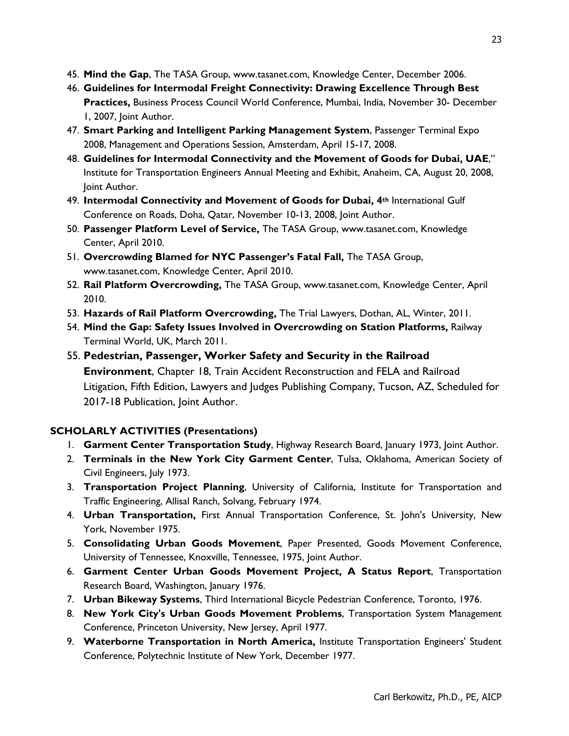45. **Mind the Gap**, The TASA Group, www.tasanet.com, Knowledge Center, December 2006.
46. **Guidelines for Intermodal Freight Connectivity: Drawing Excellence Through Best Practices,** Business Process Council World Conference, Mumbai, India, November 30- December 1, 2007, Joint Author.
47. **Smart Parking and Intelligent Parking Management System**, Passenger Terminal Expo 2008, Management and Operations Session, Amsterdam, April 15-17, 2008.
48. **Guidelines for Intermodal Connectivity and the Movement of Goods for Dubai, UAE**," Institute for Transportation Engineers Annual Meeting and Exhibit, Anaheim, CA, August 20, 2008, Joint Author.
49. **Intermodal Connectivity and Movement of Goods for Dubai, 4th** International Gulf Conference on Roads, Doha, Qatar, November 10-13, 2008, Joint Author.
50. **Passenger Platform Level of Service,** The TASA Group, www.tasanet.com, Knowledge Center, April 2010.
51. **Overcrowding Blamed for NYC Passenger's Fatal Fall,** The TASA Group, www.tasanet.com, Knowledge Center, April 2010.
52. **Rail Platform Overcrowding,** The TASA Group, www.tasanet.com, Knowledge Center, April 2010.
53. **Hazards of Rail Platform Overcrowding,** The Trial Lawyers, Dothan, AL, Winter, 2011.
54. **Mind the Gap: Safety Issues Involved in Overcrowding on Station Platforms,** Railway Terminal World, UK, March 2011.
55. **Pedestrian, Passenger, Worker Safety and Security in the Railroad Environment**, Chapter 18, Train Accident Reconstruction and FELA and Railroad Litigation, Fifth Edition, Lawyers and Judges Publishing Company, Tucson, AZ, Scheduled for 2017-18 Publication, Joint Author.

**SCHOLARLY ACTIVITIES (Presentations)**

1. **Garment Center Transportation Study**, Highway Research Board, January 1973, Joint Author.
2. **Terminals in the New York City Garment Center**, Tulsa, Oklahoma, American Society of Civil Engineers, July 1973.
3. **Transportation Project Planning**, University of California, Institute for Transportation and Traffic Engineering, Allisal Ranch, Solvang, February 1974.
4. **Urban Transportation,** First Annual Transportation Conference, St. John's University, New York, November 1975.
5. **Consolidating Urban Goods Movement**, Paper Presented, Goods Movement Conference, University of Tennessee, Knoxville, Tennessee, 1975, Joint Author.
6. **Garment Center Urban Goods Movement Project, A Status Report**, Transportation Research Board, Washington, January 1976.
7. **Urban Bikeway Systems**, Third International Bicycle Pedestrian Conference, Toronto, 1976.
8. **New York City's Urban Goods Movement Problems**, Transportation System Management Conference, Princeton University, New Jersey, April 1977.
9. **Waterborne Transportation in North America,** Institute Transportation Engineers' Student Conference, Polytechnic Institute of New York, December 1977.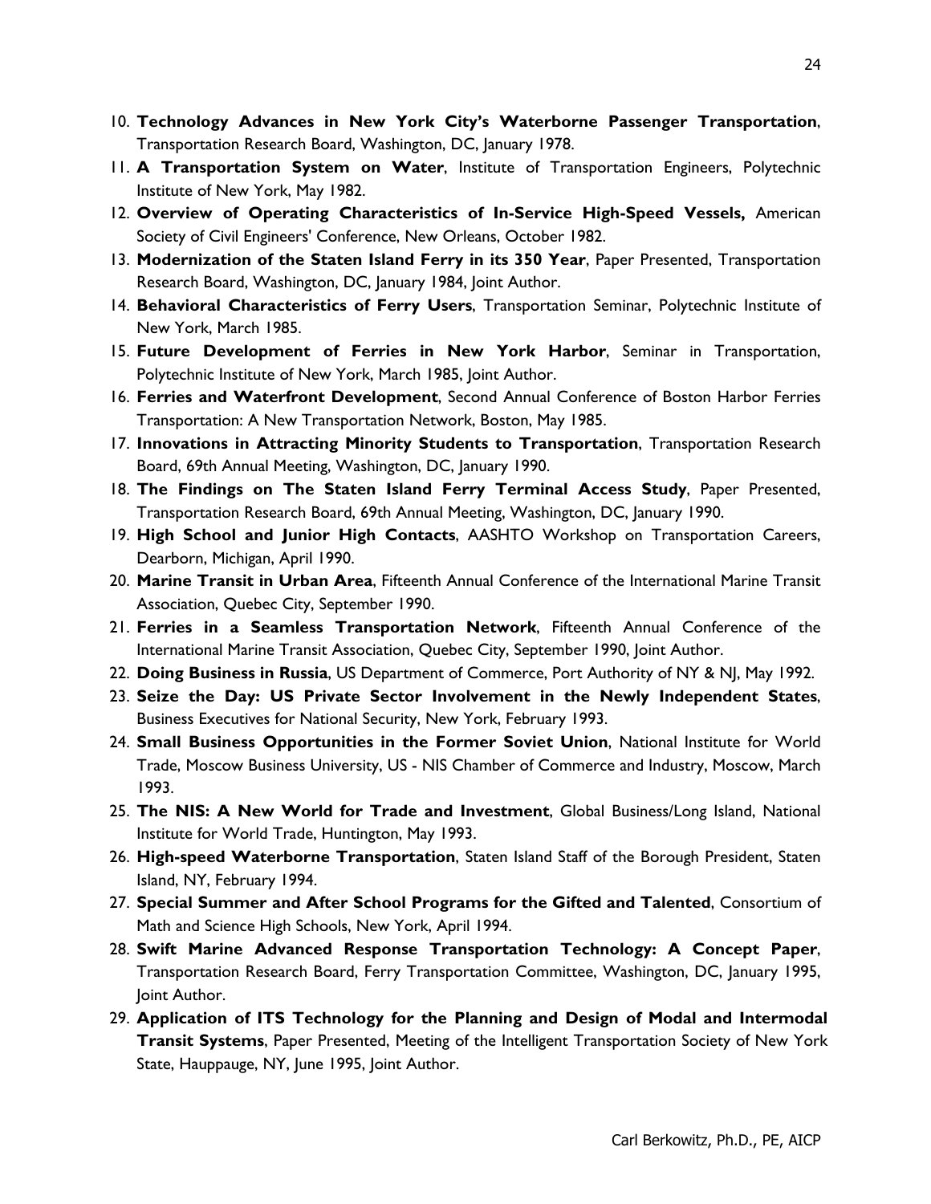10. **Technology Advances in New York City's Waterborne Passenger Transportation**, Transportation Research Board, Washington, DC, January 1978.
11. **A Transportation System on Water**, Institute of Transportation Engineers, Polytechnic Institute of New York, May 1982.
12. **Overview of Operating Characteristics of In-Service High-Speed Vessels,** American Society of Civil Engineers' Conference, New Orleans, October 1982.
13. **Modernization of the Staten Island Ferry in its 350 Year**, Paper Presented, Transportation Research Board, Washington, DC, January 1984, Joint Author.
14. **Behavioral Characteristics of Ferry Users**, Transportation Seminar, Polytechnic Institute of New York, March 1985.
15. **Future Development of Ferries in New York Harbor**, Seminar in Transportation, Polytechnic Institute of New York, March 1985, Joint Author.
16. **Ferries and Waterfront Development**, Second Annual Conference of Boston Harbor Ferries Transportation: A New Transportation Network, Boston, May 1985.
17. **Innovations in Attracting Minority Students to Transportation**, Transportation Research Board, 69th Annual Meeting, Washington, DC, January 1990.
18. **The Findings on The Staten Island Ferry Terminal Access Study**, Paper Presented, Transportation Research Board, 69th Annual Meeting, Washington, DC, January 1990.
19. **High School and Junior High Contacts**, AASHTO Workshop on Transportation Careers, Dearborn, Michigan, April 1990.
20. **Marine Transit in Urban Area**, Fifteenth Annual Conference of the International Marine Transit Association, Quebec City, September 1990.
21. **Ferries in a Seamless Transportation Network**, Fifteenth Annual Conference of the International Marine Transit Association, Quebec City, September 1990, Joint Author.
22. **Doing Business in Russia**, US Department of Commerce, Port Authority of NY & NJ, May 1992.
23. **Seize the Day: US Private Sector Involvement in the Newly Independent States**, Business Executives for National Security, New York, February 1993.
24. **Small Business Opportunities in the Former Soviet Union**, National Institute for World Trade, Moscow Business University, US - NIS Chamber of Commerce and Industry, Moscow, March 1993.
25. **The NIS: A New World for Trade and Investment**, Global Business/Long Island, National Institute for World Trade, Huntington, May 1993.
26. **High-speed Waterborne Transportation**, Staten Island Staff of the Borough President, Staten Island, NY, February 1994.
27. **Special Summer and After School Programs for the Gifted and Talented**, Consortium of Math and Science High Schools, New York, April 1994.
28. **Swift Marine Advanced Response Transportation Technology: A Concept Paper**, Transportation Research Board, Ferry Transportation Committee, Washington, DC, January 1995, Joint Author.
29. **Application of ITS Technology for the Planning and Design of Modal and Intermodal Transit Systems**, Paper Presented, Meeting of the Intelligent Transportation Society of New York State, Hauppauge, NY, June 1995, Joint Author.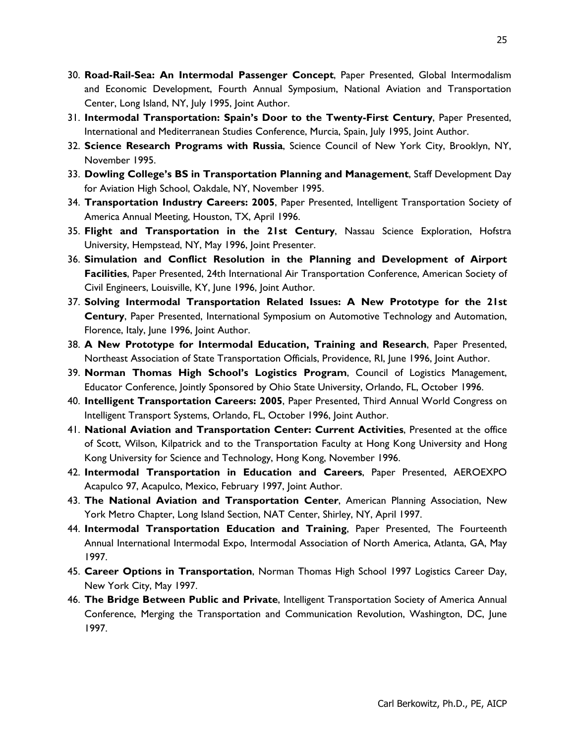30. **Road-Rail-Sea: An Intermodal Passenger Concept**, Paper Presented, Global Intermodalism and Economic Development, Fourth Annual Symposium, National Aviation and Transportation Center, Long Island, NY, July 1995, Joint Author.
31. **Intermodal Transportation: Spain's Door to the Twenty-First Century**, Paper Presented, International and Mediterranean Studies Conference, Murcia, Spain, July 1995, Joint Author.
32. **Science Research Programs with Russia**, Science Council of New York City, Brooklyn, NY, November 1995.
33. **Dowling College's BS in Transportation Planning and Management**, Staff Development Day for Aviation High School, Oakdale, NY, November 1995.
34. **Transportation Industry Careers: 2005**, Paper Presented, Intelligent Transportation Society of America Annual Meeting, Houston, TX, April 1996.
35. **Flight and Transportation in the 21st Century**, Nassau Science Exploration, Hofstra University, Hempstead, NY, May 1996, Joint Presenter.
36. **Simulation and Conflict Resolution in the Planning and Development of Airport Facilities**, Paper Presented, 24th International Air Transportation Conference, American Society of Civil Engineers, Louisville, KY, June 1996, Joint Author.
37. **Solving Intermodal Transportation Related Issues: A New Prototype for the 21st Century**, Paper Presented, International Symposium on Automotive Technology and Automation, Florence, Italy, June 1996, Joint Author.
38. **A New Prototype for Intermodal Education, Training and Research**, Paper Presented, Northeast Association of State Transportation Officials, Providence, RI, June 1996, Joint Author.
39. **Norman Thomas High School's Logistics Program**, Council of Logistics Management, Educator Conference, Jointly Sponsored by Ohio State University, Orlando, FL, October 1996.
40. **Intelligent Transportation Careers: 2005**, Paper Presented, Third Annual World Congress on Intelligent Transport Systems, Orlando, FL, October 1996, Joint Author.
41. **National Aviation and Transportation Center: Current Activities**, Presented at the office of Scott, Wilson, Kilpatrick and to the Transportation Faculty at Hong Kong University and Hong Kong University for Science and Technology, Hong Kong, November 1996.
42. **Intermodal Transportation in Education and Careers**, Paper Presented, AEROEXPO Acapulco 97, Acapulco, Mexico, February 1997, Joint Author.
43. **The National Aviation and Transportation Center**, American Planning Association, New York Metro Chapter, Long Island Section, NAT Center, Shirley, NY, April 1997.
44. **Intermodal Transportation Education and Training**, Paper Presented, The Fourteenth Annual International Intermodal Expo, Intermodal Association of North America, Atlanta, GA, May 1997.
45. **Career Options in Transportation**, Norman Thomas High School 1997 Logistics Career Day, New York City, May 1997.
46. **The Bridge Between Public and Private**, Intelligent Transportation Society of America Annual Conference, Merging the Transportation and Communication Revolution, Washington, DC, June 1997.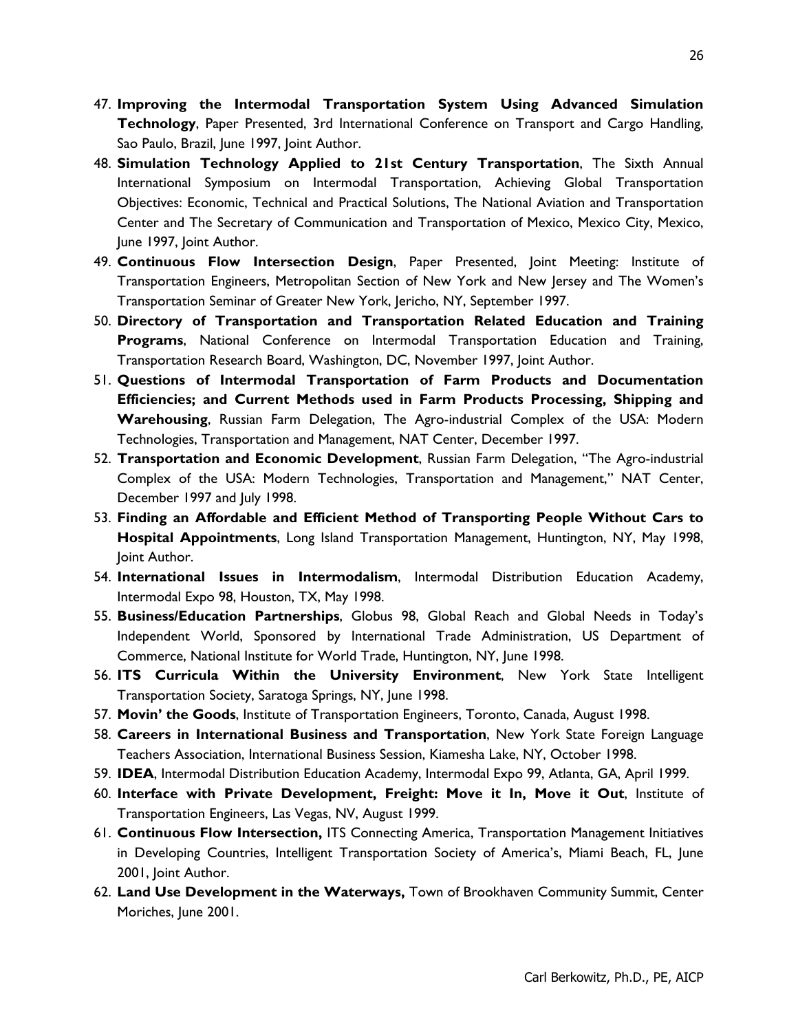47. **Improving the Intermodal Transportation System Using Advanced Simulation Technology**, Paper Presented, 3rd International Conference on Transport and Cargo Handling, Sao Paulo, Brazil, June 1997, Joint Author.
48. **Simulation Technology Applied to 21st Century Transportation**, The Sixth Annual International Symposium on Intermodal Transportation, Achieving Global Transportation Objectives: Economic, Technical and Practical Solutions, The National Aviation and Transportation Center and The Secretary of Communication and Transportation of Mexico, Mexico City, Mexico, June 1997, Joint Author.
49. **Continuous Flow Intersection Design**, Paper Presented, Joint Meeting: Institute of Transportation Engineers, Metropolitan Section of New York and New Jersey and The Women's Transportation Seminar of Greater New York, Jericho, NY, September 1997.
50. **Directory of Transportation and Transportation Related Education and Training Programs**, National Conference on Intermodal Transportation Education and Training, Transportation Research Board, Washington, DC, November 1997, Joint Author.
51. **Questions of Intermodal Transportation of Farm Products and Documentation Efficiencies; and Current Methods used in Farm Products Processing, Shipping and Warehousing**, Russian Farm Delegation, The Agro-industrial Complex of the USA: Modern Technologies, Transportation and Management, NAT Center, December 1997.
52. **Transportation and Economic Development**, Russian Farm Delegation, "The Agro-industrial Complex of the USA: Modern Technologies, Transportation and Management," NAT Center, December 1997 and July 1998.
53. **Finding an Affordable and Efficient Method of Transporting People Without Cars to Hospital Appointments**, Long Island Transportation Management, Huntington, NY, May 1998, Joint Author.
54. **International Issues in Intermodalism**, Intermodal Distribution Education Academy, Intermodal Expo 98, Houston, TX, May 1998.
55. **Business/Education Partnerships**, Globus 98, Global Reach and Global Needs in Today's Independent World, Sponsored by International Trade Administration, US Department of Commerce, National Institute for World Trade, Huntington, NY, June 1998.
56. **ITS Curricula Within the University Environment**, New York State Intelligent Transportation Society, Saratoga Springs, NY, June 1998.
57. **Movin' the Goods**, Institute of Transportation Engineers, Toronto, Canada, August 1998.
58. **Careers in International Business and Transportation**, New York State Foreign Language Teachers Association, International Business Session, Kiamesha Lake, NY, October 1998.
59. **IDEA**, Intermodal Distribution Education Academy, Intermodal Expo 99, Atlanta, GA, April 1999.
60. **Interface with Private Development, Freight: Move it In, Move it Out**, Institute of Transportation Engineers, Las Vegas, NV, August 1999.
61. **Continuous Flow Intersection,** ITS Connecting America, Transportation Management Initiatives in Developing Countries, Intelligent Transportation Society of America's, Miami Beach, FL, June 2001, Joint Author.
62. **Land Use Development in the Waterways,** Town of Brookhaven Community Summit, Center Moriches, June 2001.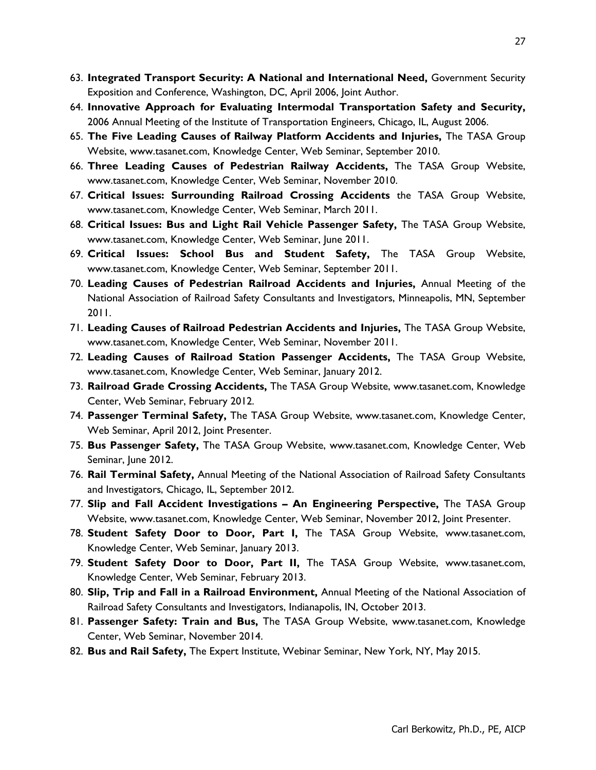63. **Integrated Transport Security: A National and International Need,** Government Security Exposition and Conference, Washington, DC, April 2006, Joint Author.
64. **Innovative Approach for Evaluating Intermodal Transportation Safety and Security,** 2006 Annual Meeting of the Institute of Transportation Engineers, Chicago, IL, August 2006.
65. **The Five Leading Causes of Railway Platform Accidents and Injuries,** The TASA Group Website, www.tasanet.com, Knowledge Center, Web Seminar, September 2010.
66. **Three Leading Causes of Pedestrian Railway Accidents,** The TASA Group Website, www.tasanet.com, Knowledge Center, Web Seminar, November 2010.
67. **Critical Issues: Surrounding Railroad Crossing Accidents** the TASA Group Website, www.tasanet.com, Knowledge Center, Web Seminar, March 2011.
68. **Critical Issues: Bus and Light Rail Vehicle Passenger Safety,** The TASA Group Website, www.tasanet.com, Knowledge Center, Web Seminar, June 2011.
69. **Critical Issues: School Bus and Student Safety,** The TASA Group Website, www.tasanet.com, Knowledge Center, Web Seminar, September 2011.
70. **Leading Causes of Pedestrian Railroad Accidents and Injuries,** Annual Meeting of the National Association of Railroad Safety Consultants and Investigators, Minneapolis, MN, September 2011.
71. **Leading Causes of Railroad Pedestrian Accidents and Injuries,** The TASA Group Website, www.tasanet.com, Knowledge Center, Web Seminar, November 2011.
72. **Leading Causes of Railroad Station Passenger Accidents,** The TASA Group Website, www.tasanet.com, Knowledge Center, Web Seminar, January 2012.
73. **Railroad Grade Crossing Accidents,** The TASA Group Website, www.tasanet.com, Knowledge Center, Web Seminar, February 2012.
74. **Passenger Terminal Safety,** The TASA Group Website, www.tasanet.com, Knowledge Center, Web Seminar, April 2012, Joint Presenter.
75. **Bus Passenger Safety,** The TASA Group Website, www.tasanet.com, Knowledge Center, Web Seminar, June 2012.
76. **Rail Terminal Safety,** Annual Meeting of the National Association of Railroad Safety Consultants and Investigators, Chicago, IL, September 2012.
77. **Slip and Fall Accident Investigations – An Engineering Perspective,** The TASA Group Website, www.tasanet.com, Knowledge Center, Web Seminar, November 2012, Joint Presenter.
78. **Student Safety Door to Door, Part I,** The TASA Group Website, www.tasanet.com, Knowledge Center, Web Seminar, January 2013.
79. **Student Safety Door to Door, Part II,** The TASA Group Website, www.tasanet.com, Knowledge Center, Web Seminar, February 2013.
80. **Slip, Trip and Fall in a Railroad Environment,** Annual Meeting of the National Association of Railroad Safety Consultants and Investigators, Indianapolis, IN, October 2013.
81. **Passenger Safety: Train and Bus,** The TASA Group Website, www.tasanet.com, Knowledge Center, Web Seminar, November 2014.
82. **Bus and Rail Safety,** The Expert Institute, Webinar Seminar, New York, NY, May 2015.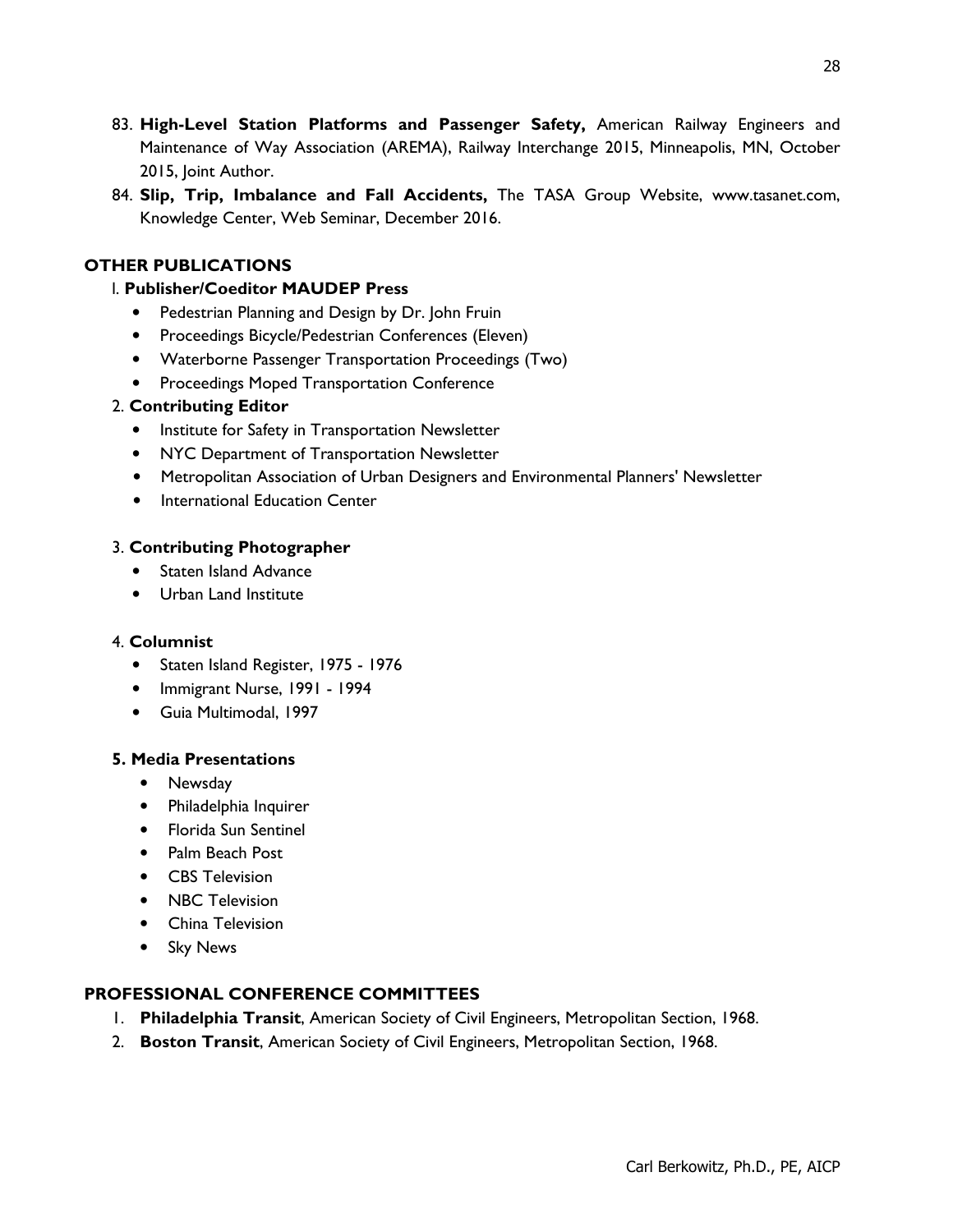83. **High-Level Station Platforms and Passenger Safety,** American Railway Engineers and Maintenance of Way Association (AREMA), Railway Interchange 2015, Minneapolis, MN, October 2015, Joint Author.
84. **Slip, Trip, Imbalance and Fall Accidents,** The TASA Group Website, www.tasanet.com, Knowledge Center, Web Seminar, December 2016.

## OTHER PUBLICATIONS

1. **Publisher/Coeditor MAUDEP Press**
   - Pedestrian Planning and Design by Dr. John Fruin
   - Proceedings Bicycle/Pedestrian Conferences (Eleven)
   - Waterborne Passenger Transportation Proceedings (Two)
   - Proceedings Moped Transportation Conference
2. **Contributing Editor**
   - Institute for Safety in Transportation Newsletter
   - NYC Department of Transportation Newsletter
   - Metropolitan Association of Urban Designers and Environmental Planners' Newsletter
   - International Education Center
3. **Contributing Photographer**
   - Staten Island Advance
   - Urban Land Institute
4. **Columnist**
   - Staten Island Register, 1975 - 1976
   - Immigrant Nurse, 1991 - 1994
   - Guia Multimodal, 1997
5. **Media Presentations**
   - Newsday
   - Philadelphia Inquirer
   - Florida Sun Sentinel
   - Palm Beach Post
   - CBS Television
   - NBC Television
   - China Television
   - Sky News

## PROFESSIONAL CONFERENCE COMMITTEES

1. **Philadelphia Transit**, American Society of Civil Engineers, Metropolitan Section, 1968.
2. **Boston Transit**, American Society of Civil Engineers, Metropolitan Section, 1968.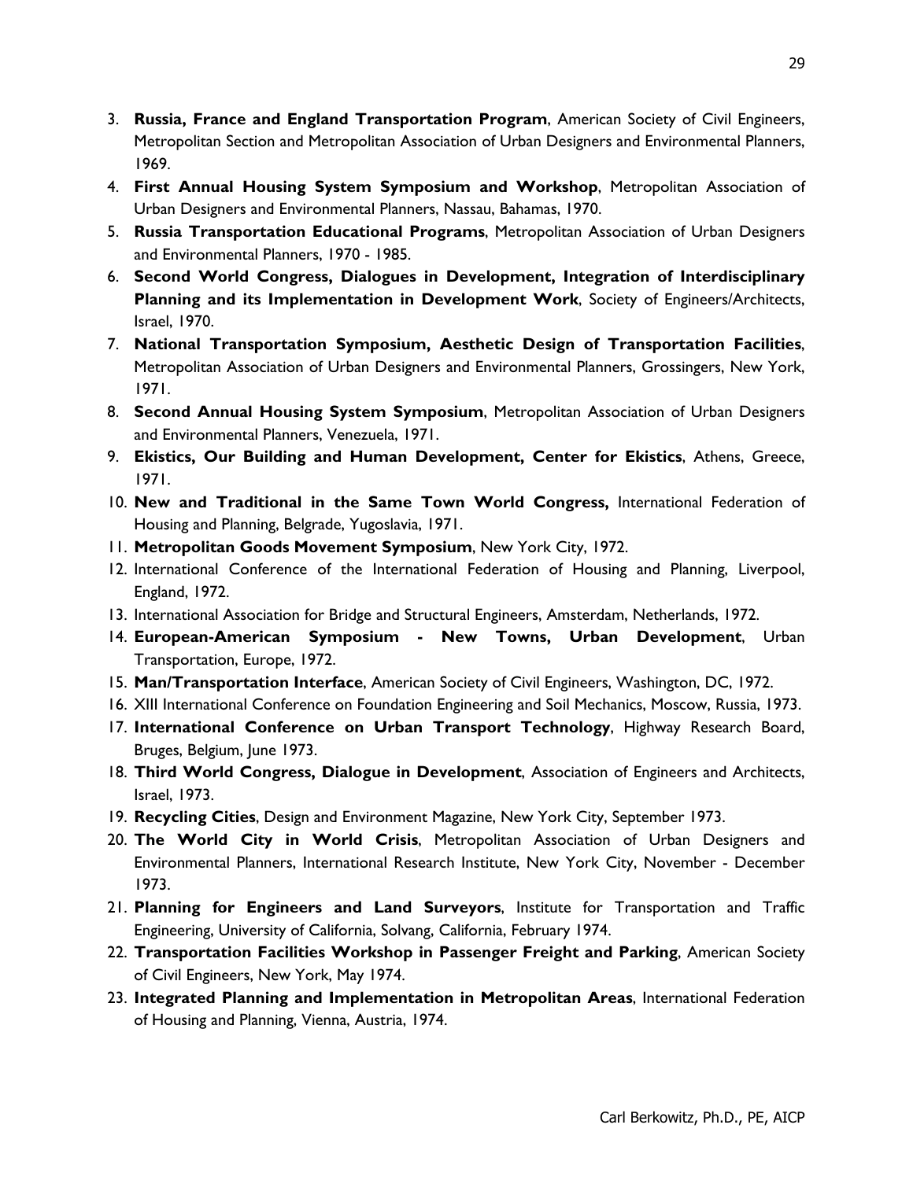3. **Russia, France and England Transportation Program**, American Society of Civil Engineers, Metropolitan Section and Metropolitan Association of Urban Designers and Environmental Planners, 1969.
4. **First Annual Housing System Symposium and Workshop**, Metropolitan Association of Urban Designers and Environmental Planners, Nassau, Bahamas, 1970.
5. **Russia Transportation Educational Programs**, Metropolitan Association of Urban Designers and Environmental Planners, 1970 - 1985.
6. **Second World Congress, Dialogues in Development, Integration of Interdisciplinary Planning and its Implementation in Development Work**, Society of Engineers/Architects, Israel, 1970.
7. **National Transportation Symposium, Aesthetic Design of Transportation Facilities**, Metropolitan Association of Urban Designers and Environmental Planners, Grossingers, New York, 1971.
8. **Second Annual Housing System Symposium**, Metropolitan Association of Urban Designers and Environmental Planners, Venezuela, 1971.
9. **Ekistics, Our Building and Human Development, Center for Ekistics**, Athens, Greece, 1971.
10. **New and Traditional in the Same Town World Congress,** International Federation of Housing and Planning, Belgrade, Yugoslavia, 1971.
11. **Metropolitan Goods Movement Symposium**, New York City, 1972.
12. International Conference of the International Federation of Housing and Planning, Liverpool, England, 1972.
13. International Association for Bridge and Structural Engineers, Amsterdam, Netherlands, 1972.
14. **European-American Symposium - New Towns, Urban Development**, Urban Transportation, Europe, 1972.
15. **Man/Transportation Interface**, American Society of Civil Engineers, Washington, DC, 1972.
16. XIII International Conference on Foundation Engineering and Soil Mechanics, Moscow, Russia, 1973.
17. **International Conference on Urban Transport Technology**, Highway Research Board, Bruges, Belgium, June 1973.
18. **Third World Congress, Dialogue in Development**, Association of Engineers and Architects, Israel, 1973.
19. **Recycling Cities**, Design and Environment Magazine, New York City, September 1973.
20. **The World City in World Crisis**, Metropolitan Association of Urban Designers and Environmental Planners, International Research Institute, New York City, November - December 1973.
21. **Planning for Engineers and Land Surveyors**, Institute for Transportation and Traffic Engineering, University of California, Solvang, California, February 1974.
22. **Transportation Facilities Workshop in Passenger Freight and Parking**, American Society of Civil Engineers, New York, May 1974.
23. **Integrated Planning and Implementation in Metropolitan Areas**, International Federation of Housing and Planning, Vienna, Austria, 1974.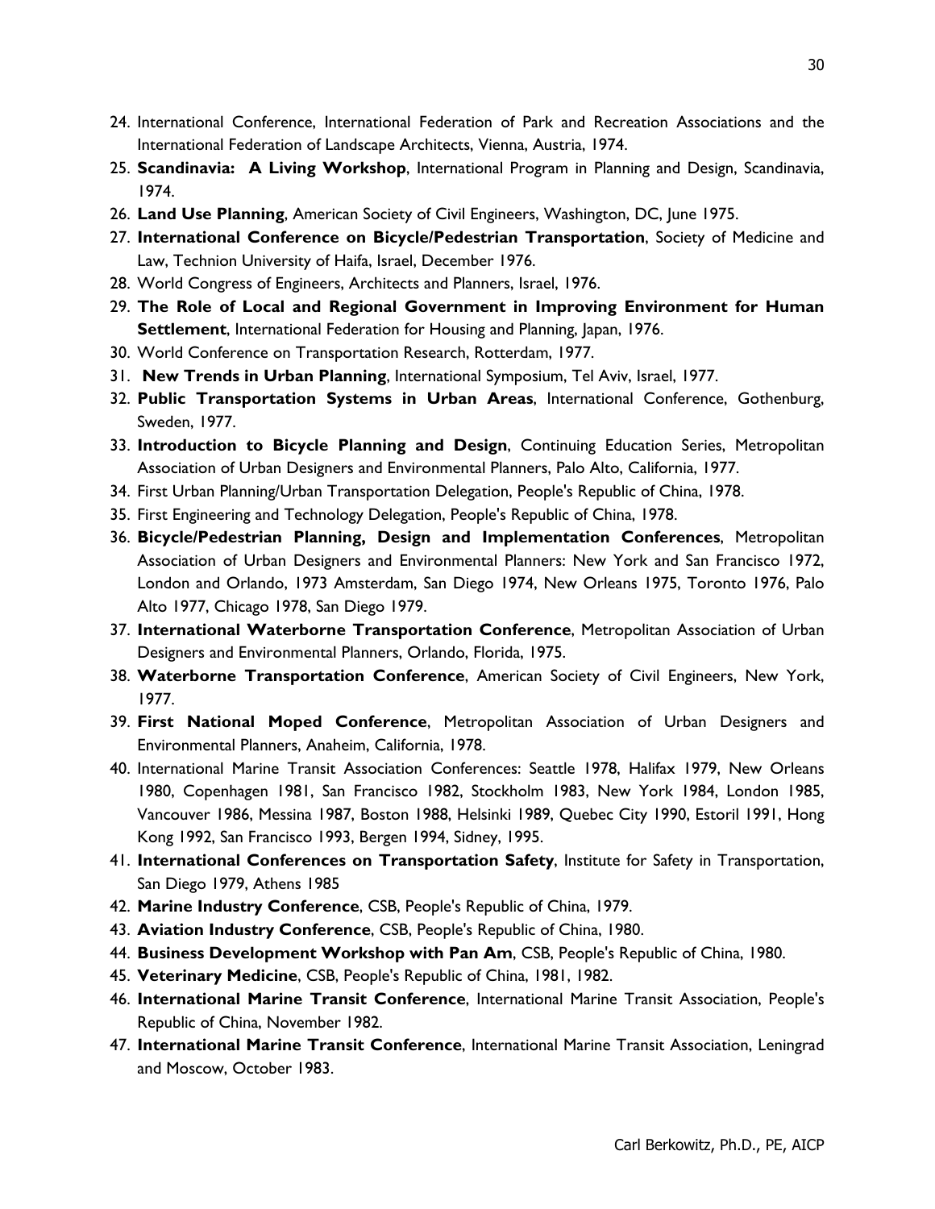24. International Conference, International Federation of Park and Recreation Associations and the International Federation of Landscape Architects, Vienna, Austria, 1974.
25. **Scandinavia: A Living Workshop**, International Program in Planning and Design, Scandinavia, 1974.
26. **Land Use Planning**, American Society of Civil Engineers, Washington, DC, June 1975.
27. **International Conference on Bicycle/Pedestrian Transportation**, Society of Medicine and Law, Technion University of Haifa, Israel, December 1976.
28. World Congress of Engineers, Architects and Planners, Israel, 1976.
29. **The Role of Local and Regional Government in Improving Environment for Human Settlement**, International Federation for Housing and Planning, Japan, 1976.
30. World Conference on Transportation Research, Rotterdam, 1977.
31. **New Trends in Urban Planning**, International Symposium, Tel Aviv, Israel, 1977.
32. **Public Transportation Systems in Urban Areas**, International Conference, Gothenburg, Sweden, 1977.
33. **Introduction to Bicycle Planning and Design**, Continuing Education Series, Metropolitan Association of Urban Designers and Environmental Planners, Palo Alto, California, 1977.
34. First Urban Planning/Urban Transportation Delegation, People's Republic of China, 1978.
35. First Engineering and Technology Delegation, People's Republic of China, 1978.
36. **Bicycle/Pedestrian Planning, Design and Implementation Conferences**, Metropolitan Association of Urban Designers and Environmental Planners: New York and San Francisco 1972, London and Orlando, 1973 Amsterdam, San Diego 1974, New Orleans 1975, Toronto 1976, Palo Alto 1977, Chicago 1978, San Diego 1979.
37. **International Waterborne Transportation Conference**, Metropolitan Association of Urban Designers and Environmental Planners, Orlando, Florida, 1975.
38. **Waterborne Transportation Conference**, American Society of Civil Engineers, New York, 1977.
39. **First National Moped Conference**, Metropolitan Association of Urban Designers and Environmental Planners, Anaheim, California, 1978.
40. International Marine Transit Association Conferences: Seattle 1978, Halifax 1979, New Orleans 1980, Copenhagen 1981, San Francisco 1982, Stockholm 1983, New York 1984, London 1985, Vancouver 1986, Messina 1987, Boston 1988, Helsinki 1989, Quebec City 1990, Estoril 1991, Hong Kong 1992, San Francisco 1993, Bergen 1994, Sidney, 1995.
41. **International Conferences on Transportation Safety**, Institute for Safety in Transportation, San Diego 1979, Athens 1985
42. **Marine Industry Conference**, CSB, People's Republic of China, 1979.
43. **Aviation Industry Conference**, CSB, People's Republic of China, 1980.
44. **Business Development Workshop with Pan Am**, CSB, People's Republic of China, 1980.
45. **Veterinary Medicine**, CSB, People's Republic of China, 1981, 1982.
46. **International Marine Transit Conference**, International Marine Transit Association, People's Republic of China, November 1982.
47. **International Marine Transit Conference**, International Marine Transit Association, Leningrad and Moscow, October 1983.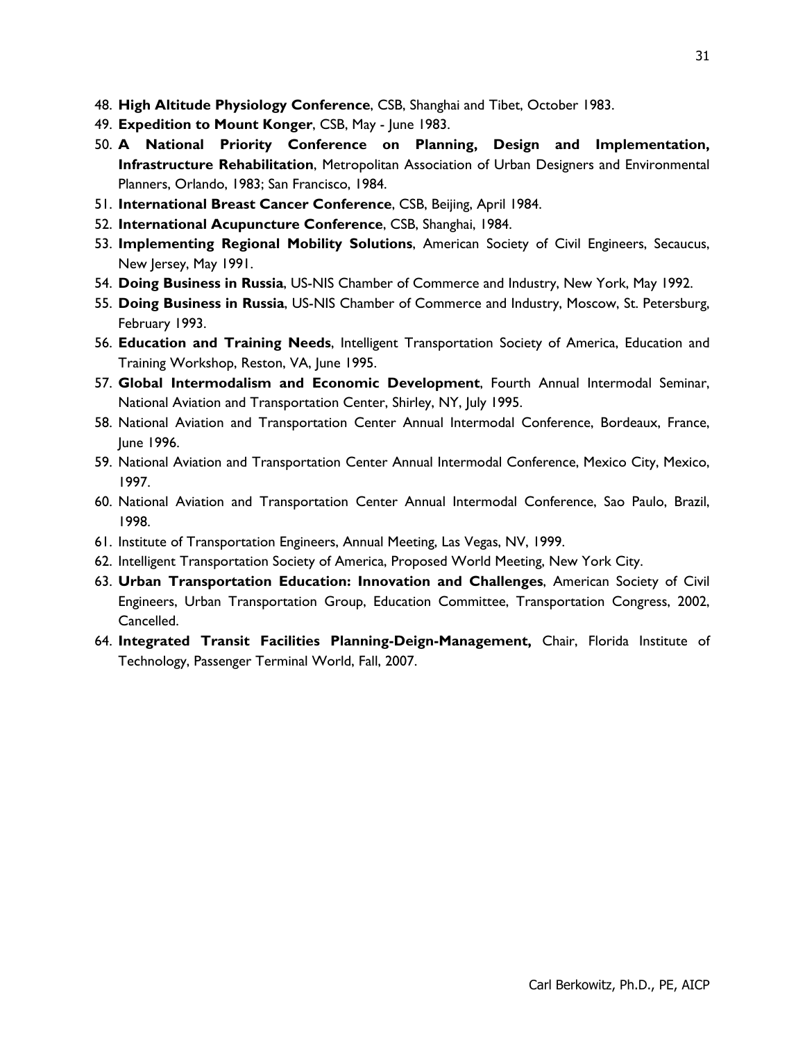48. **High Altitude Physiology Conference**, CSB, Shanghai and Tibet, October 1983.
49. **Expedition to Mount Konger**, CSB, May - June 1983.
50. **A National Priority Conference on Planning, Design and Implementation, Infrastructure Rehabilitation**, Metropolitan Association of Urban Designers and Environmental Planners, Orlando, 1983; San Francisco, 1984.
51. **International Breast Cancer Conference**, CSB, Beijing, April 1984.
52. **International Acupuncture Conference**, CSB, Shanghai, 1984.
53. **Implementing Regional Mobility Solutions**, American Society of Civil Engineers, Secaucus, New Jersey, May 1991.
54. **Doing Business in Russia**, US-NIS Chamber of Commerce and Industry, New York, May 1992.
55. **Doing Business in Russia**, US-NIS Chamber of Commerce and Industry, Moscow, St. Petersburg, February 1993.
56. **Education and Training Needs**, Intelligent Transportation Society of America, Education and Training Workshop, Reston, VA, June 1995.
57. **Global Intermodalism and Economic Development**, Fourth Annual Intermodal Seminar, National Aviation and Transportation Center, Shirley, NY, July 1995.
58. National Aviation and Transportation Center Annual Intermodal Conference, Bordeaux, France, June 1996.
59. National Aviation and Transportation Center Annual Intermodal Conference, Mexico City, Mexico, 1997.
60. National Aviation and Transportation Center Annual Intermodal Conference, Sao Paulo, Brazil, 1998.
61. Institute of Transportation Engineers, Annual Meeting, Las Vegas, NV, 1999.
62. Intelligent Transportation Society of America, Proposed World Meeting, New York City.
63. **Urban Transportation Education: Innovation and Challenges**, American Society of Civil Engineers, Urban Transportation Group, Education Committee, Transportation Congress, 2002, Cancelled.
64. **Integrated Transit Facilities Planning-Deign-Management,** Chair, Florida Institute of Technology, Passenger Terminal World, Fall, 2007.